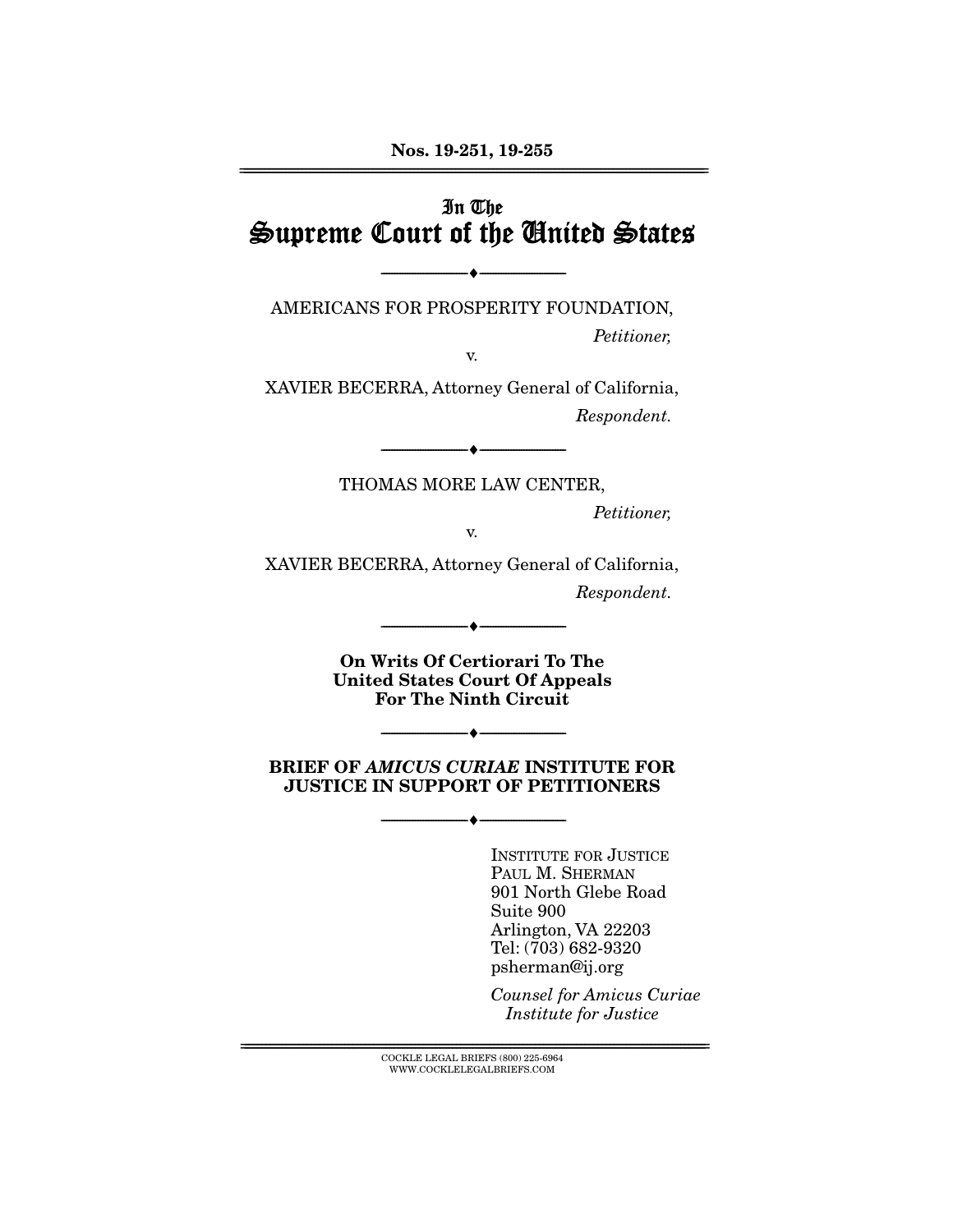**Nos. 19-251, 19-255**

---

In The

# Supreme Court of the United States

---

AMERICANS FOR PROSPERITY FOUNDATION,

*Petitioner,*

v.

XAVIER BECERRA, Attorney General of California,

*Respondent.*

---

THOMAS MORE LAW CENTER,

*Petitioner,*

v.

XAVIER BECERRA, Attorney General of California,

*Respondent.*

---

**On Writs Of Certiorari To The United States Court Of Appeals For The Ninth Circuit**

---

**BRIEF OF *AMICUS CURIAE* INSTITUTE FOR JUSTICE IN SUPPORT OF PETITIONERS**

---

INSTITUTE FOR JUSTICE
PAUL M. SHERMAN
901 North Glebe Road
Suite 900
Arlington, VA 22203
Tel: (703) 682-9320
psherman@ij.org

*Counsel for Amicus Curiae Institute for Justice*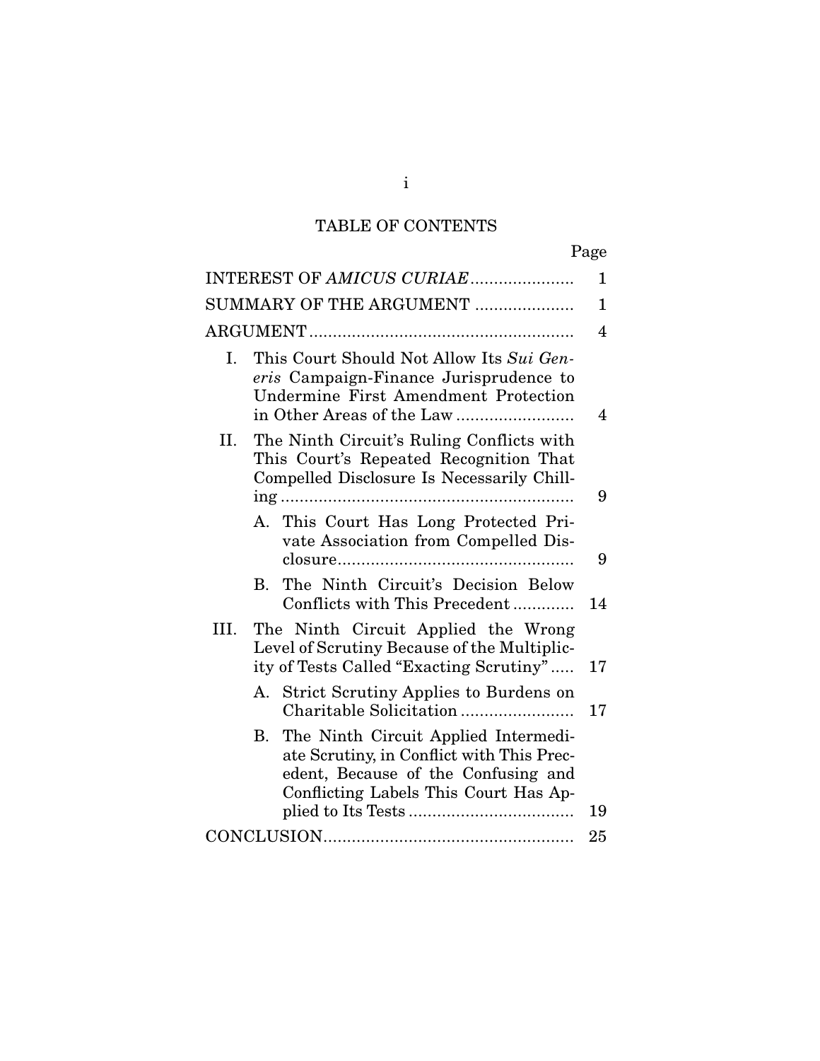# TABLE OF CONTENTS

| | Page |
|---|---|
| INTEREST OF *AMICUS CURIAE* | 1 |
| SUMMARY OF THE ARGUMENT | 1 |
| ARGUMENT | 4 |
| I. This Court Should Not Allow Its *Sui Generis* Campaign-Finance Jurisprudence to Undermine First Amendment Protection in Other Areas of the Law | 4 |
| II. The Ninth Circuit's Ruling Conflicts with This Court's Repeated Recognition That Compelled Disclosure Is Necessarily Chilling | 9 |
| A. This Court Has Long Protected Private Association from Compelled Disclosure | 9 |
| B. The Ninth Circuit's Decision Below Conflicts with This Precedent | 14 |
| III. The Ninth Circuit Applied the Wrong Level of Scrutiny Because of the Multiplicity of Tests Called "Exacting Scrutiny" | 17 |
| A. Strict Scrutiny Applies to Burdens on Charitable Solicitation | 17 |
| B. The Ninth Circuit Applied Intermediate Scrutiny, in Conflict with This Precedent, Because of the Confusing and Conflicting Labels This Court Has Applied to Its Tests | 19 |
| CONCLUSION | 25 |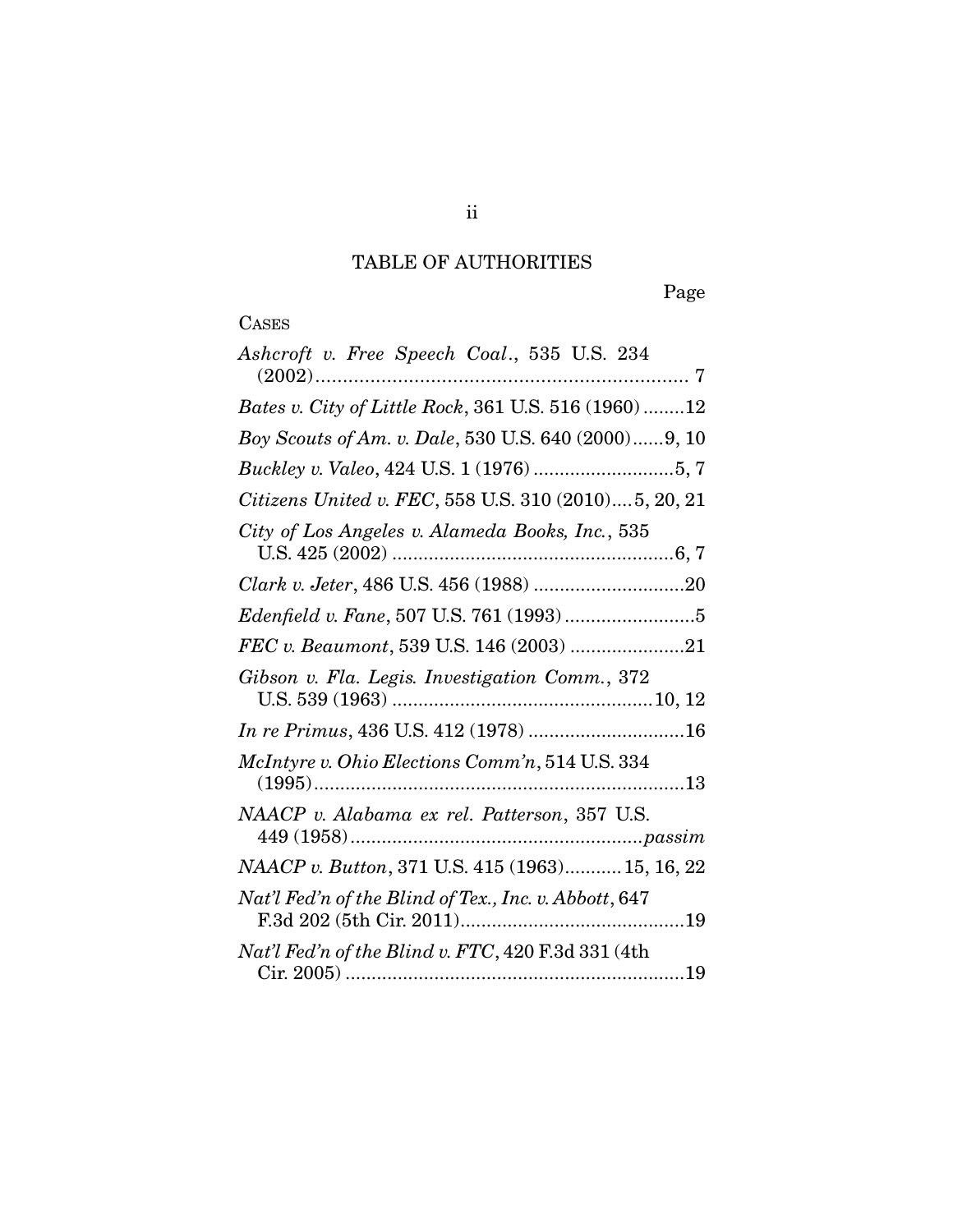# TABLE OF AUTHORITIES

Page

CASES

*Ashcroft v. Free Speech Coal.*, 535 U.S. 234 (2002)....................................................................... 7

*Bates v. City of Little Rock*, 361 U.S. 516 (1960)........12

*Boy Scouts of Am. v. Dale*, 530 U.S. 640 (2000)......9, 10

*Buckley v. Valeo*, 424 U.S. 1 (1976)...........................5, 7

*Citizens United v. FEC*, 558 U.S. 310 (2010)....5, 20, 21

*City of Los Angeles v. Alameda Books, Inc.*, 535 U.S. 425 (2002) ......................................................6, 7

*Clark v. Jeter*, 486 U.S. 456 (1988) .............................20

*Edenfield v. Fane*, 507 U.S. 761 (1993).........................5

*FEC v. Beaumont*, 539 U.S. 146 (2003) ......................21

*Gibson v. Fla. Legis. Investigation Comm.*, 372 U.S. 539 (1963) ..................................................10, 12

*In re Primus*, 436 U.S. 412 (1978) ..............................16

*McIntyre v. Ohio Elections Comm'n*, 514 U.S. 334 (1995).......................................................................13

*NAACP v. Alabama ex rel. Patterson*, 357 U.S. 449 (1958)........................................................*passim*

*NAACP v. Button*, 371 U.S. 415 (1963)...........15, 16, 22

*Nat'l Fed'n of the Blind of Tex., Inc. v. Abbott*, 647 F.3d 202 (5th Cir. 2011)...........................................19

*Nat'l Fed'n of the Blind v. FTC*, 420 F.3d 331 (4th Cir. 2005) ..................................................................19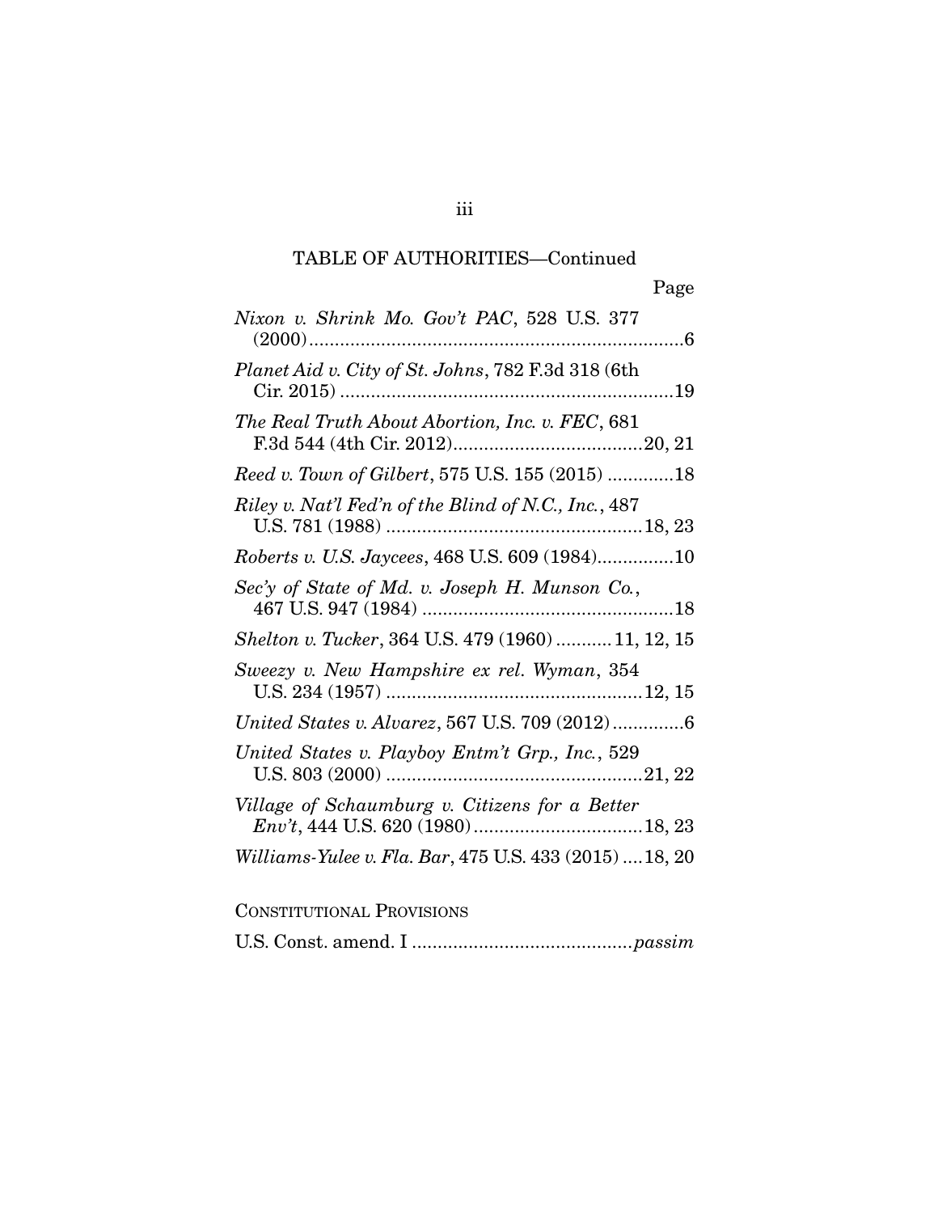TABLE OF AUTHORITIES—Continued

Page

*Nixon v. Shrink Mo. Gov't PAC*, 528 U.S. 377 (2000) ....................................................................6

*Planet Aid v. City of St. Johns*, 782 F.3d 318 (6th Cir. 2015) ..............................................................19

*The Real Truth About Abortion, Inc. v. FEC*, 681 F.3d 544 (4th Cir. 2012)....................................20, 21

*Reed v. Town of Gilbert*, 575 U.S. 155 (2015) ............18

*Riley v. Nat'l Fed'n of the Blind of N.C., Inc.*, 487 U.S. 781 (1988) ..............................................18, 23

*Roberts v. U.S. Jaycees*, 468 U.S. 609 (1984)...............10

*Sec'y of State of Md. v. Joseph H. Munson Co.*, 467 U.S. 947 (1984) ..............................................18

*Shelton v. Tucker*, 364 U.S. 479 (1960) ...........11, 12, 15

*Sweezy v. New Hampshire ex rel. Wyman*, 354 U.S. 234 (1957) ..............................................12, 15

*United States v. Alvarez*, 567 U.S. 709 (2012).............6

*United States v. Playboy Entm't Grp., Inc.*, 529 U.S. 803 (2000) ..............................................21, 22

*Village of Schaumburg v. Citizens for a Better Env't*, 444 U.S. 620 (1980)................................18, 23

*Williams-Yulee v. Fla. Bar*, 475 U.S. 433 (2015) ....18, 20

CONSTITUTIONAL PROVISIONS

U.S. Const. amend. I ..........................................*passim*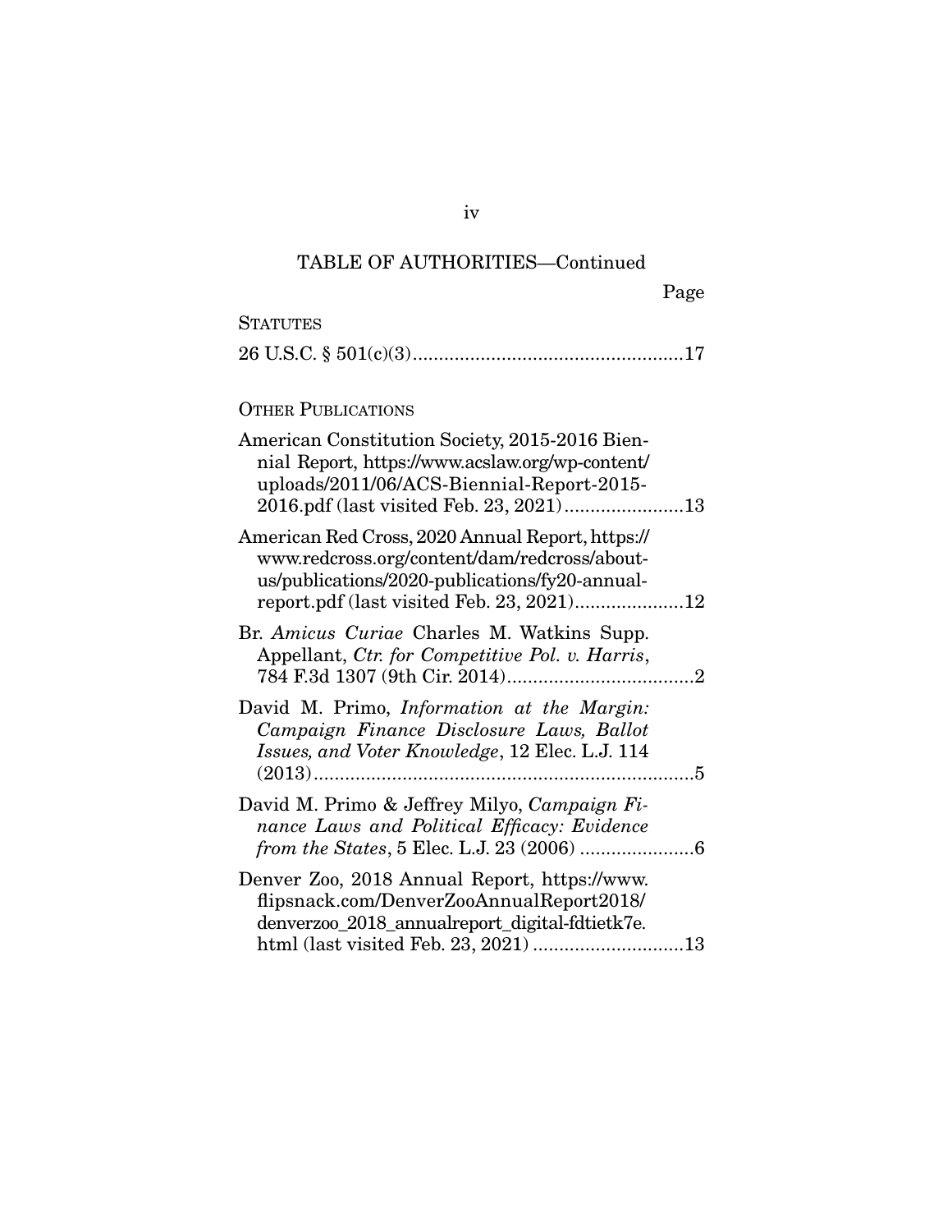TABLE OF AUTHORITIES—Continued

Page

STATUTES

26 U.S.C. § 501(c)(3) ....................................................17

OTHER PUBLICATIONS

American Constitution Society, 2015-2016 Biennial Report, https://www.acslaw.org/wp-content/uploads/2011/06/ACS-Biennial-Report-2015-2016.pdf (last visited Feb. 23, 2021) .......................13

American Red Cross, 2020 Annual Report, https://www.redcross.org/content/dam/redcross/about-us/publications/2020-publications/fy20-annual-report.pdf (last visited Feb. 23, 2021) .....................12

Br. *Amicus Curiae* Charles M. Watkins Supp. Appellant, *Ctr. for Competitive Pol. v. Harris*, 784 F.3d 1307 (9th Cir. 2014) ....................................2

David M. Primo, *Information at the Margin: Campaign Finance Disclosure Laws, Ballot Issues, and Voter Knowledge*, 12 Elec. L.J. 114 (2013) ........................................................................5

David M. Primo & Jeffrey Milyo, *Campaign Finance Laws and Political Efficacy: Evidence from the States*, 5 Elec. L.J. 23 (2006) ......................6

Denver Zoo, 2018 Annual Report, https://www.flipsnack.com/DenverZooAnnualReport2018/denverzoo_2018_annualreport_digital-fdtietk7e.html (last visited Feb. 23, 2021) .............................13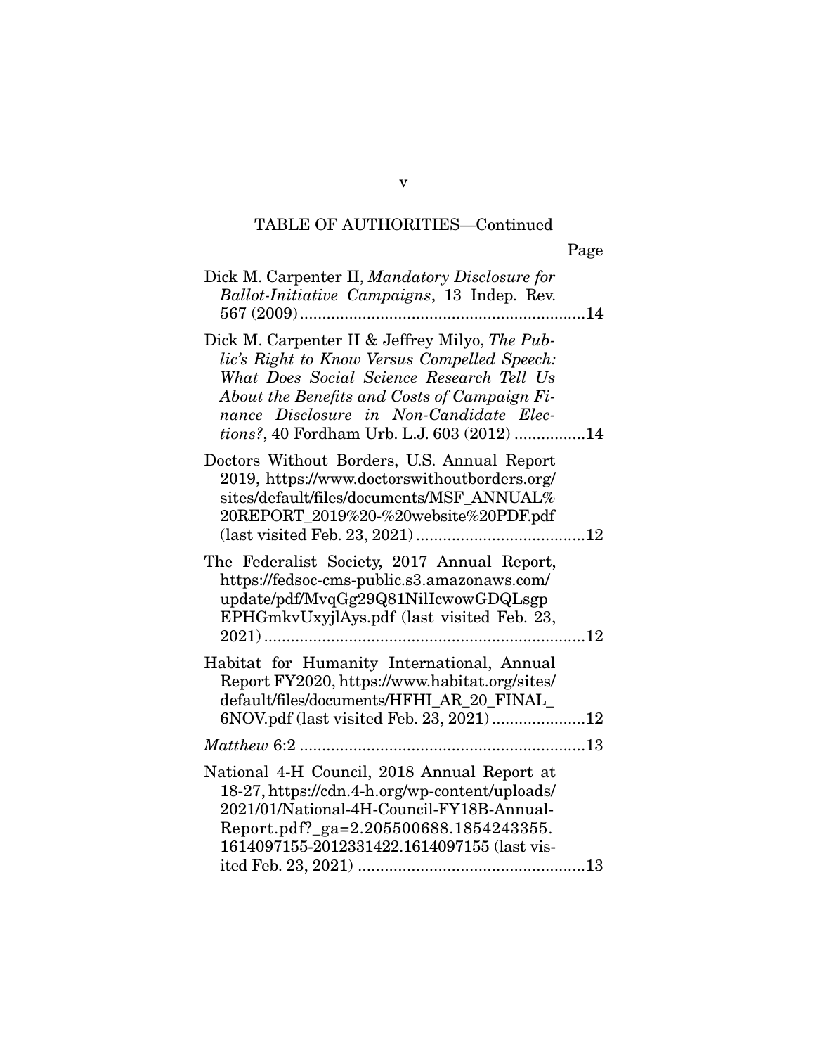TABLE OF AUTHORITIES—Continued

Page

Dick M. Carpenter II, *Mandatory Disclosure for Ballot-Initiative Campaigns*, 13 Indep. Rev. 567 (2009) ................................................................14

Dick M. Carpenter II & Jeffrey Milyo, *The Public's Right to Know Versus Compelled Speech: What Does Social Science Research Tell Us About the Benefits and Costs of Campaign Finance Disclosure in Non-Candidate Elections?*, 40 Fordham Urb. L.J. 603 (2012) ................14

Doctors Without Borders, U.S. Annual Report 2019, https://www.doctorswithoutborders.org/sites/default/files/documents/MSF_ANNUAL%20REPORT_2019%20-%20website%20PDF.pdf (last visited Feb. 23, 2021) ......................................12

The Federalist Society, 2017 Annual Report, https://fedsoc-cms-public.s3.amazonaws.com/update/pdf/MvqGg29Q81NilIcwowGDQLsgpEPHGmkvUxyjlAys.pdf (last visited Feb. 23, 2021) ........................................................................12

Habitat for Humanity International, Annual Report FY2020, https://www.habitat.org/sites/default/files/documents/HFHI_AR_20_FINAL_6NOV.pdf (last visited Feb. 23, 2021) .....................12

*Matthew* 6:2 ................................................................13

National 4-H Council, 2018 Annual Report at 18-27, https://cdn.4-h.org/wp-content/uploads/2021/01/National-4H-Council-FY18B-Annual-Report.pdf?_ga=2.205500688.1854243355.1614097155-2012331422.1614097155 (last visited Feb. 23, 2021) ...................................................13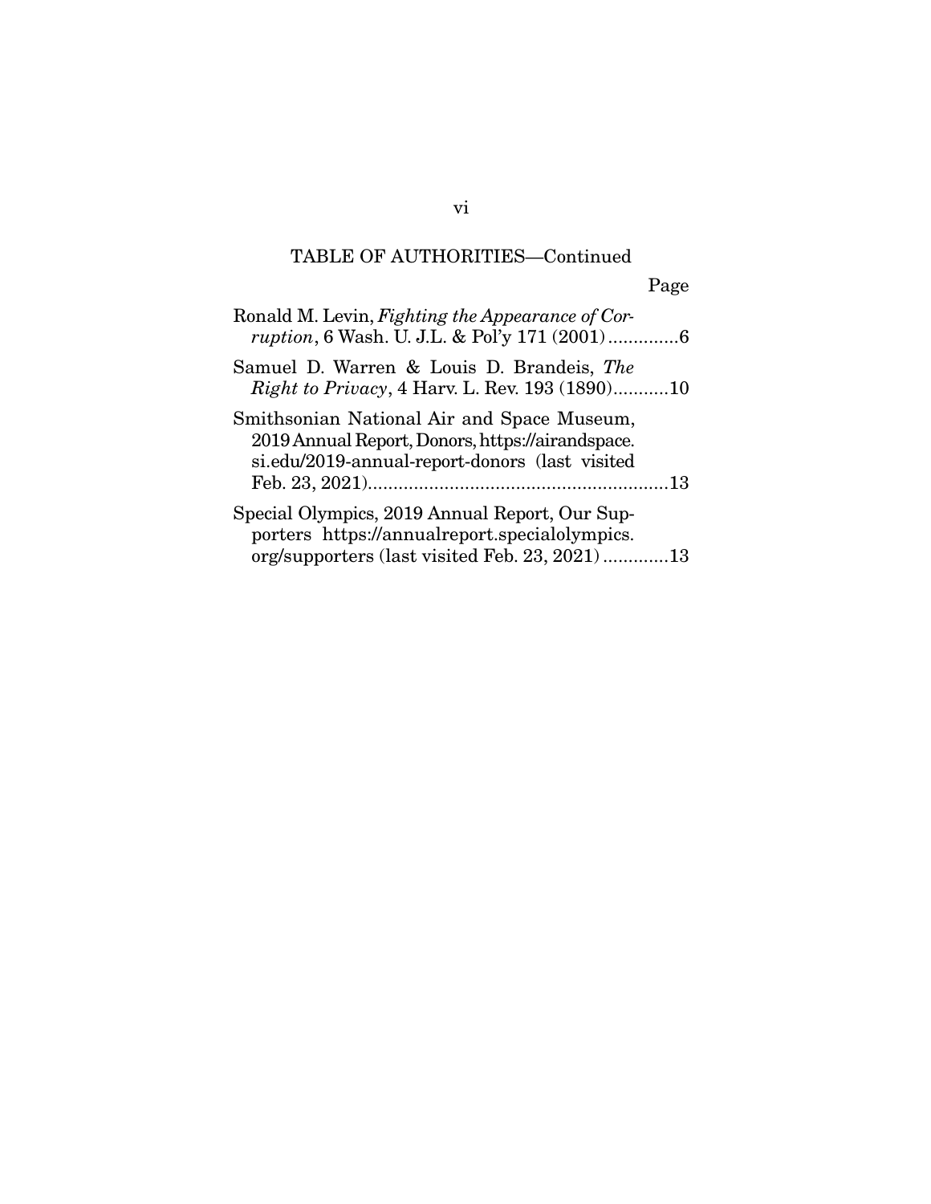TABLE OF AUTHORITIES—Continued

Page

Ronald M. Levin, *Fighting the Appearance of Corruption*, 6 Wash. U. J.L. & Pol'y 171 (2001) .............6

Samuel D. Warren & Louis D. Brandeis, *The Right to Privacy*, 4 Harv. L. Rev. 193 (1890)...........10

Smithsonian National Air and Space Museum, 2019 Annual Report, Donors, https://airandspace.si.edu/2019-annual-report-donors (last visited Feb. 23, 2021)...........................................................13

Special Olympics, 2019 Annual Report, Our Supporters https://annualreport.specialolympics.org/supporters (last visited Feb. 23, 2021) .............13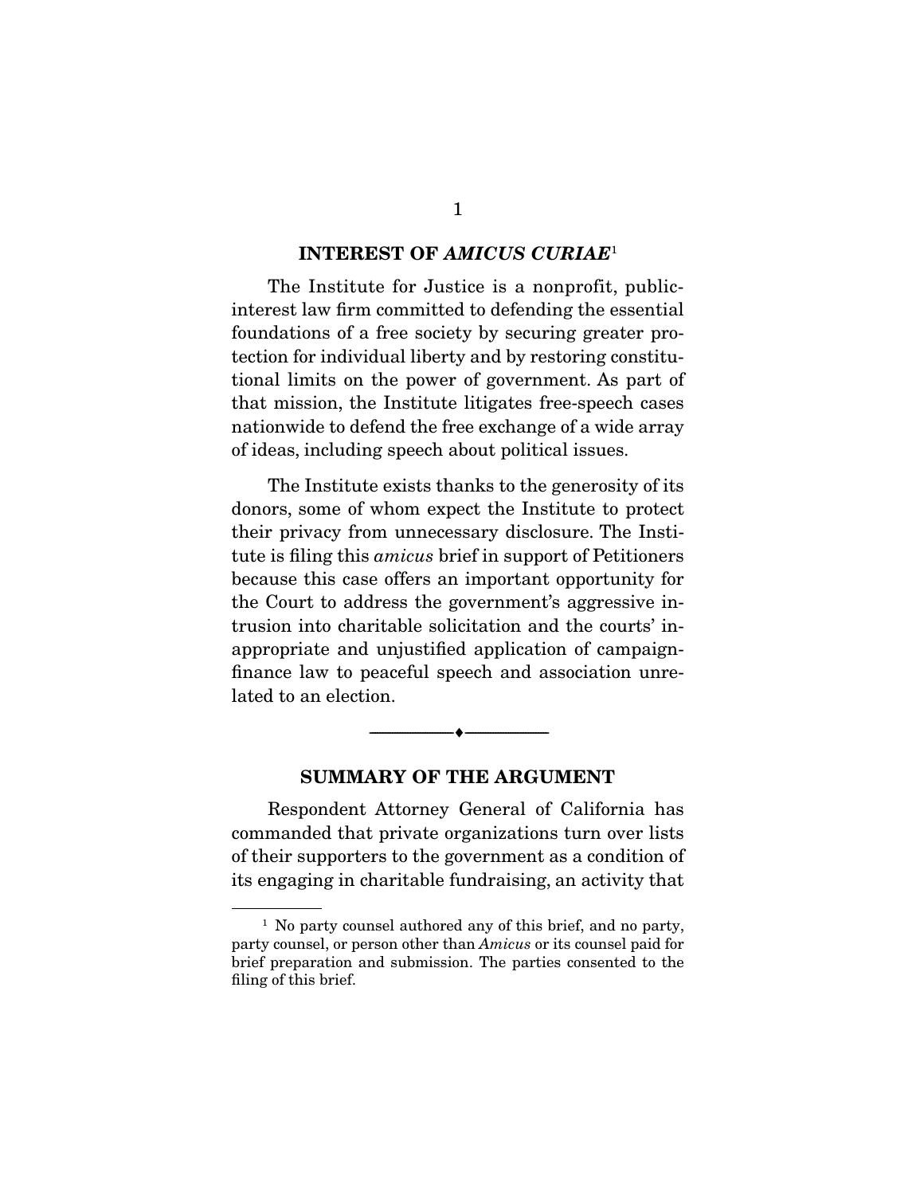## INTEREST OF *AMICUS CURIAE*[1]

The Institute for Justice is a nonprofit, public-interest law firm committed to defending the essential foundations of a free society by securing greater protection for individual liberty and by restoring constitutional limits on the power of government. As part of that mission, the Institute litigates free-speech cases nationwide to defend the free exchange of a wide array of ideas, including speech about political issues.

The Institute exists thanks to the generosity of its donors, some of whom expect the Institute to protect their privacy from unnecessary disclosure. The Institute is filing this *amicus* brief in support of Petitioners because this case offers an important opportunity for the Court to address the government's aggressive intrusion into charitable solicitation and the courts' inappropriate and unjustified application of campaign-finance law to peaceful speech and association unrelated to an election.

---

## SUMMARY OF THE ARGUMENT

Respondent Attorney General of California has commanded that private organizations turn over lists of their supporters to the government as a condition of its engaging in charitable fundraising, an activity that

---

[1] No party counsel authored any of this brief, and no party, party counsel, or person other than *Amicus* or its counsel paid for brief preparation and submission. The parties consented to the filing of this brief.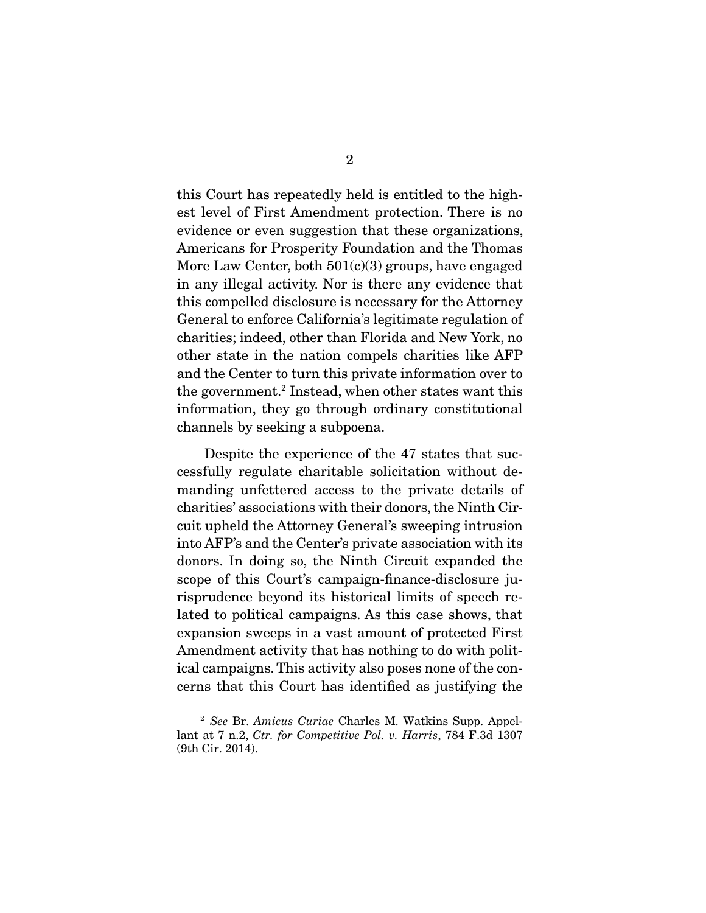this Court has repeatedly held is entitled to the highest level of First Amendment protection. There is no evidence or even suggestion that these organizations, Americans for Prosperity Foundation and the Thomas More Law Center, both 501(c)(3) groups, have engaged in any illegal activity. Nor is there any evidence that this compelled disclosure is necessary for the Attorney General to enforce California's legitimate regulation of charities; indeed, other than Florida and New York, no other state in the nation compels charities like AFP and the Center to turn this private information over to the government.[2] Instead, when other states want this information, they go through ordinary constitutional channels by seeking a subpoena.

Despite the experience of the 47 states that successfully regulate charitable solicitation without demanding unfettered access to the private details of charities' associations with their donors, the Ninth Circuit upheld the Attorney General's sweeping intrusion into AFP's and the Center's private association with its donors. In doing so, the Ninth Circuit expanded the scope of this Court's campaign-finance-disclosure jurisprudence beyond its historical limits of speech related to political campaigns. As this case shows, that expansion sweeps in a vast amount of protected First Amendment activity that has nothing to do with political campaigns. This activity also poses none of the concerns that this Court has identified as justifying the

---

[2] *See* Br. *Amicus Curiae* Charles M. Watkins Supp. Appellant at 7 n.2, *Ctr. for Competitive Pol. v. Harris*, 784 F.3d 1307 (9th Cir. 2014).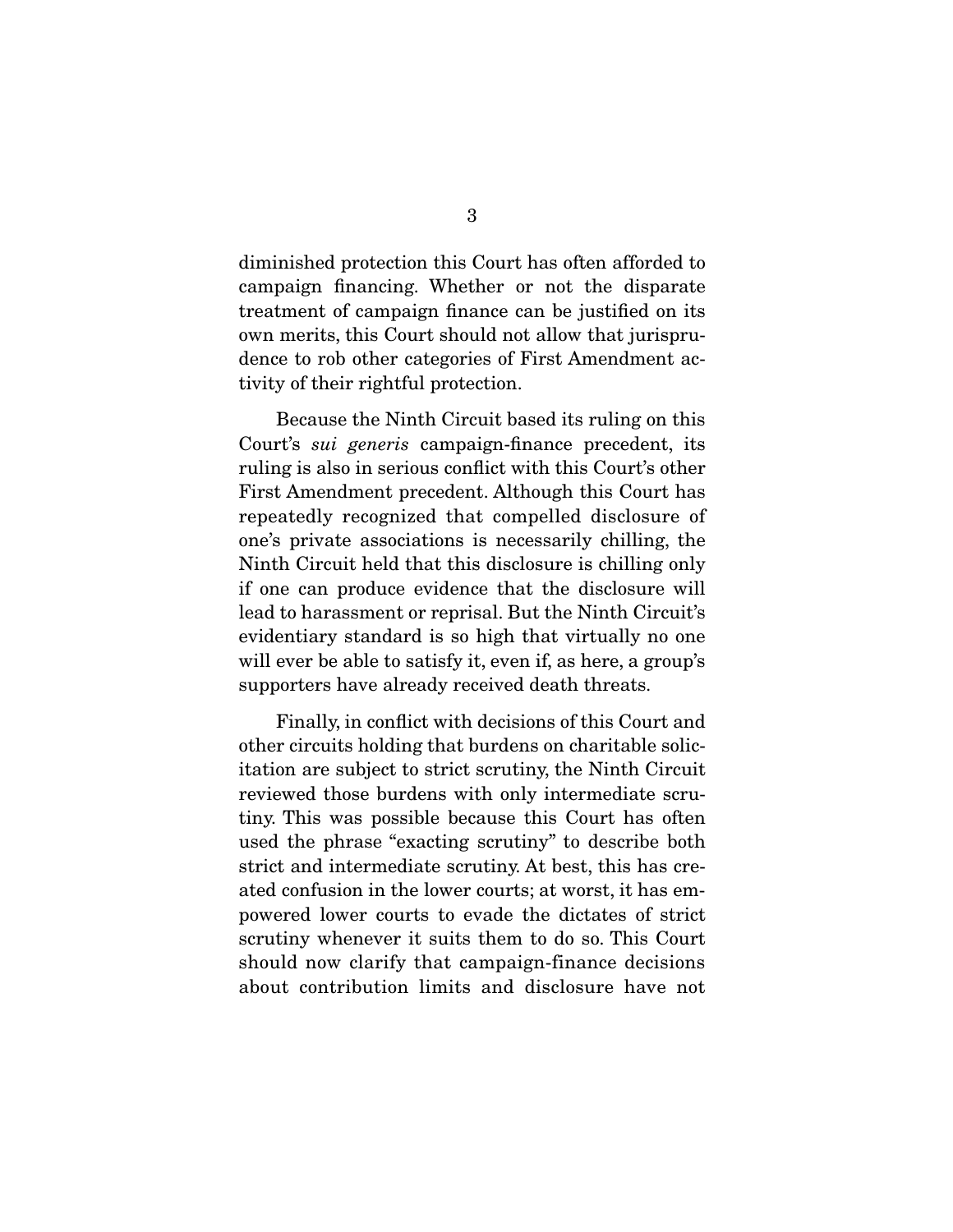diminished protection this Court has often afforded to campaign financing. Whether or not the disparate treatment of campaign finance can be justified on its own merits, this Court should not allow that jurisprudence to rob other categories of First Amendment activity of their rightful protection.

Because the Ninth Circuit based its ruling on this Court's *sui generis* campaign-finance precedent, its ruling is also in serious conflict with this Court's other First Amendment precedent. Although this Court has repeatedly recognized that compelled disclosure of one's private associations is necessarily chilling, the Ninth Circuit held that this disclosure is chilling only if one can produce evidence that the disclosure will lead to harassment or reprisal. But the Ninth Circuit's evidentiary standard is so high that virtually no one will ever be able to satisfy it, even if, as here, a group's supporters have already received death threats.

Finally, in conflict with decisions of this Court and other circuits holding that burdens on charitable solicitation are subject to strict scrutiny, the Ninth Circuit reviewed those burdens with only intermediate scrutiny. This was possible because this Court has often used the phrase "exacting scrutiny" to describe both strict and intermediate scrutiny. At best, this has created confusion in the lower courts; at worst, it has empowered lower courts to evade the dictates of strict scrutiny whenever it suits them to do so. This Court should now clarify that campaign-finance decisions about contribution limits and disclosure have not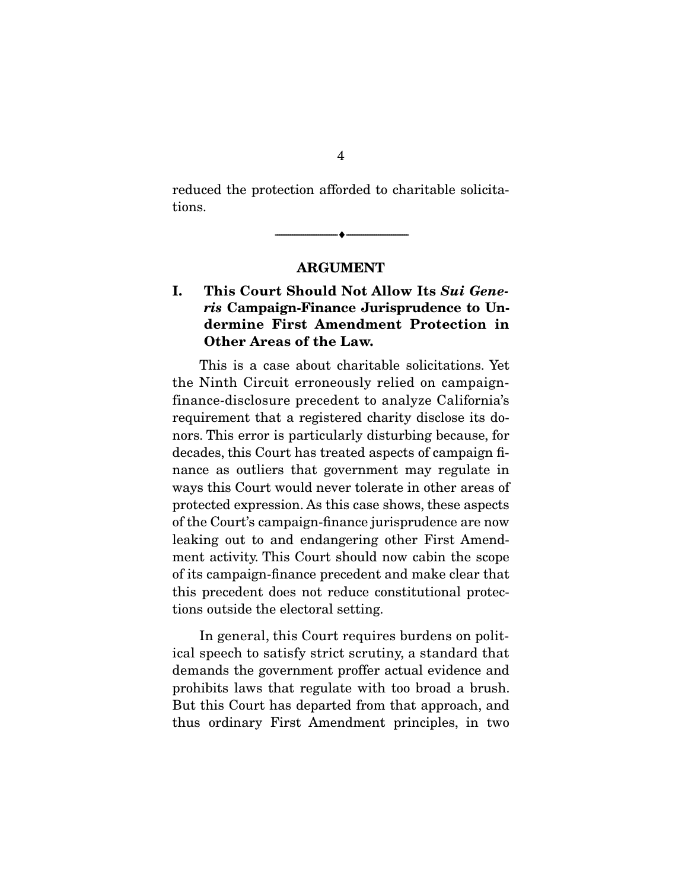reduced the protection afforded to charitable solicitations.

---

## ARGUMENT

### I. This Court Should Not Allow Its *Sui Generis* Campaign-Finance Jurisprudence to Undermine First Amendment Protection in Other Areas of the Law.

This is a case about charitable solicitations. Yet the Ninth Circuit erroneously relied on campaign-finance-disclosure precedent to analyze California's requirement that a registered charity disclose its donors. This error is particularly disturbing because, for decades, this Court has treated aspects of campaign finance as outliers that government may regulate in ways this Court would never tolerate in other areas of protected expression. As this case shows, these aspects of the Court's campaign-finance jurisprudence are now leaking out to and endangering other First Amendment activity. This Court should now cabin the scope of its campaign-finance precedent and make clear that this precedent does not reduce constitutional protections outside the electoral setting.

In general, this Court requires burdens on political speech to satisfy strict scrutiny, a standard that demands the government proffer actual evidence and prohibits laws that regulate with too broad a brush. But this Court has departed from that approach, and thus ordinary First Amendment principles, in two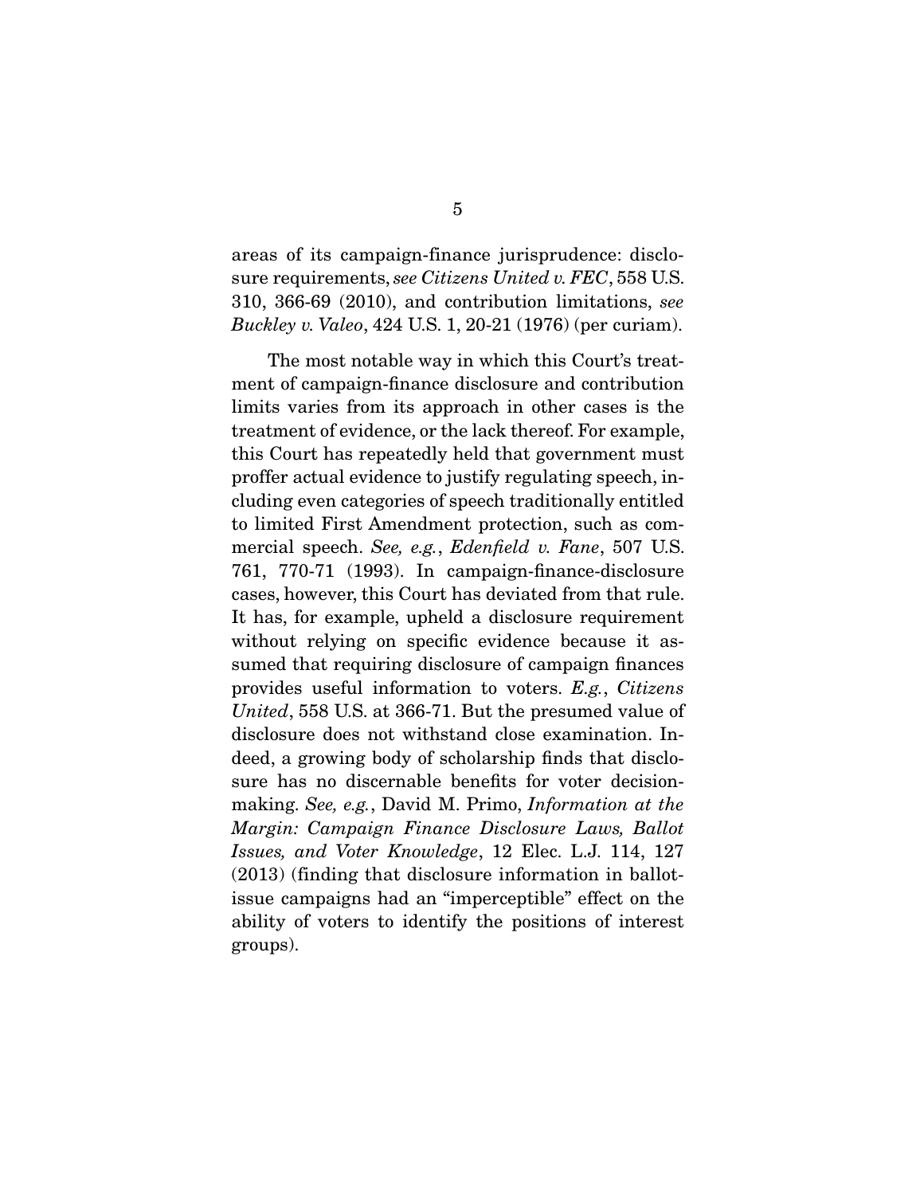areas of its campaign-finance jurisprudence: disclosure requirements, *see Citizens United v. FEC*, 558 U.S. 310, 366-69 (2010), and contribution limitations, *see Buckley v. Valeo*, 424 U.S. 1, 20-21 (1976) (per curiam).

The most notable way in which this Court's treatment of campaign-finance disclosure and contribution limits varies from its approach in other cases is the treatment of evidence, or the lack thereof. For example, this Court has repeatedly held that government must proffer actual evidence to justify regulating speech, including even categories of speech traditionally entitled to limited First Amendment protection, such as commercial speech. *See, e.g.*, *Edenfield v. Fane*, 507 U.S. 761, 770-71 (1993). In campaign-finance-disclosure cases, however, this Court has deviated from that rule. It has, for example, upheld a disclosure requirement without relying on specific evidence because it assumed that requiring disclosure of campaign finances provides useful information to voters. *E.g.*, *Citizens United*, 558 U.S. at 366-71. But the presumed value of disclosure does not withstand close examination. Indeed, a growing body of scholarship finds that disclosure has no discernable benefits for voter decision-making. *See, e.g.*, David M. Primo, *Information at the Margin: Campaign Finance Disclosure Laws, Ballot Issues, and Voter Knowledge*, 12 Elec. L.J. 114, 127 (2013) (finding that disclosure information in ballot-issue campaigns had an "imperceptible" effect on the ability of voters to identify the positions of interest groups).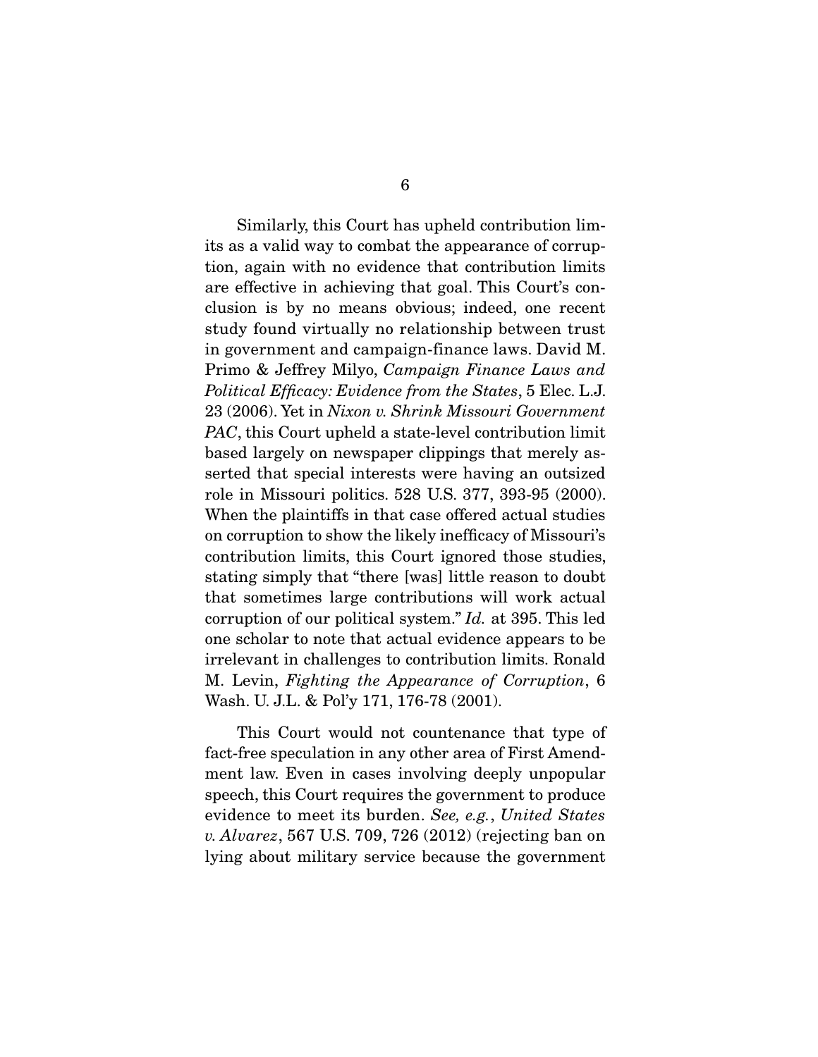Similarly, this Court has upheld contribution limits as a valid way to combat the appearance of corruption, again with no evidence that contribution limits are effective in achieving that goal. This Court's conclusion is by no means obvious; indeed, one recent study found virtually no relationship between trust in government and campaign-finance laws. David M. Primo & Jeffrey Milyo, *Campaign Finance Laws and Political Efficacy: Evidence from the States*, 5 Elec. L.J. 23 (2006). Yet in *Nixon v. Shrink Missouri Government PAC*, this Court upheld a state-level contribution limit based largely on newspaper clippings that merely asserted that special interests were having an outsized role in Missouri politics. 528 U.S. 377, 393-95 (2000). When the plaintiffs in that case offered actual studies on corruption to show the likely inefficacy of Missouri's contribution limits, this Court ignored those studies, stating simply that "there [was] little reason to doubt that sometimes large contributions will work actual corruption of our political system." *Id.* at 395. This led one scholar to note that actual evidence appears to be irrelevant in challenges to contribution limits. Ronald M. Levin, *Fighting the Appearance of Corruption*, 6 Wash. U. J.L. & Pol'y 171, 176-78 (2001).

This Court would not countenance that type of fact-free speculation in any other area of First Amendment law. Even in cases involving deeply unpopular speech, this Court requires the government to produce evidence to meet its burden. *See, e.g.*, *United States v. Alvarez*, 567 U.S. 709, 726 (2012) (rejecting ban on lying about military service because the government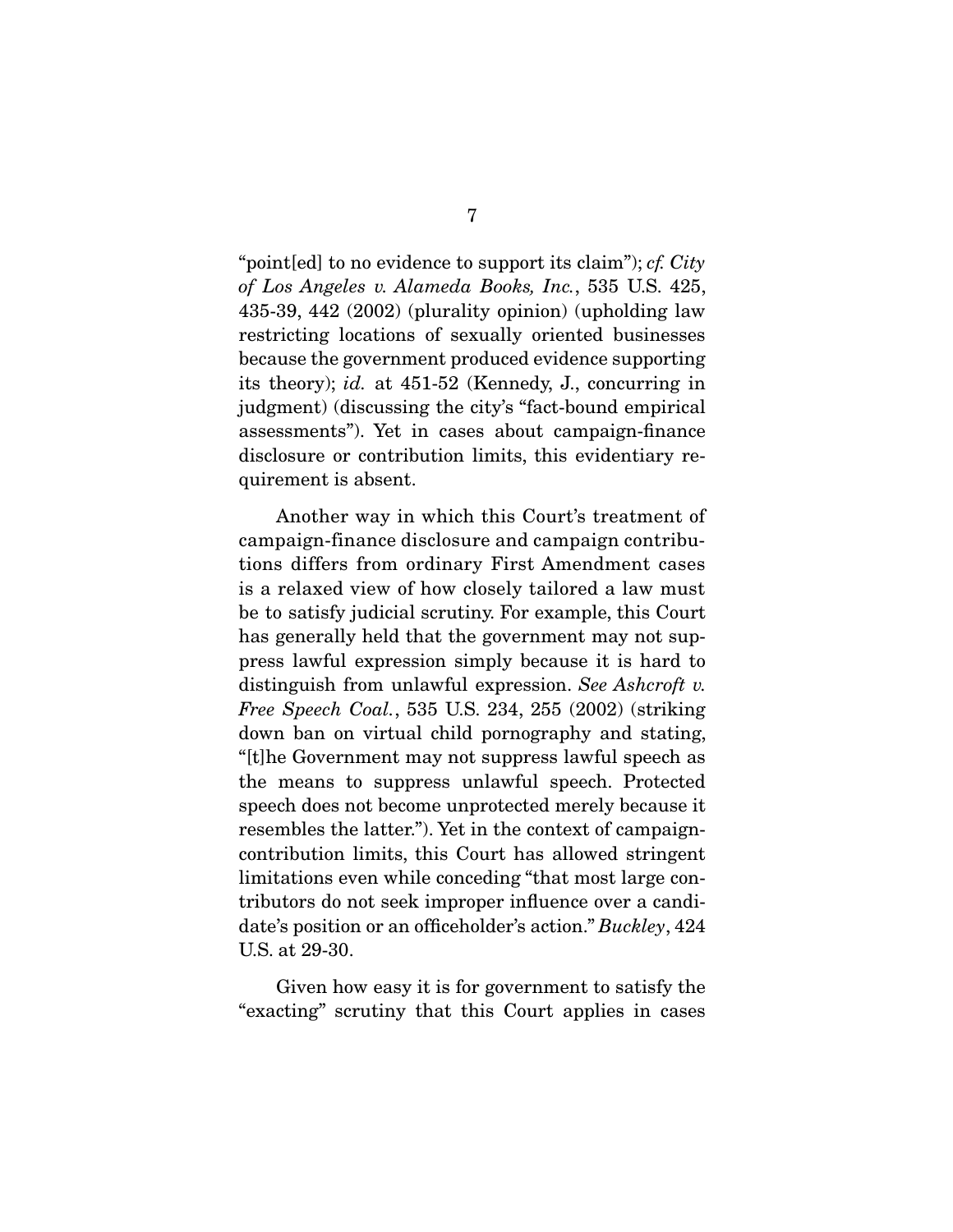"point[ed] to no evidence to support its claim"); *cf. City of Los Angeles v. Alameda Books, Inc.*, 535 U.S. 425, 435-39, 442 (2002) (plurality opinion) (upholding law restricting locations of sexually oriented businesses because the government produced evidence supporting its theory); *id.* at 451-52 (Kennedy, J., concurring in judgment) (discussing the city's "fact-bound empirical assessments"). Yet in cases about campaign-finance disclosure or contribution limits, this evidentiary requirement is absent.

Another way in which this Court's treatment of campaign-finance disclosure and campaign contributions differs from ordinary First Amendment cases is a relaxed view of how closely tailored a law must be to satisfy judicial scrutiny. For example, this Court has generally held that the government may not suppress lawful expression simply because it is hard to distinguish from unlawful expression. *See Ashcroft v. Free Speech Coal.*, 535 U.S. 234, 255 (2002) (striking down ban on virtual child pornography and stating, "[t]he Government may not suppress lawful speech as the means to suppress unlawful speech. Protected speech does not become unprotected merely because it resembles the latter."). Yet in the context of campaign-contribution limits, this Court has allowed stringent limitations even while conceding "that most large contributors do not seek improper influence over a candidate's position or an officeholder's action." *Buckley*, 424 U.S. at 29-30.

Given how easy it is for government to satisfy the "exacting" scrutiny that this Court applies in cases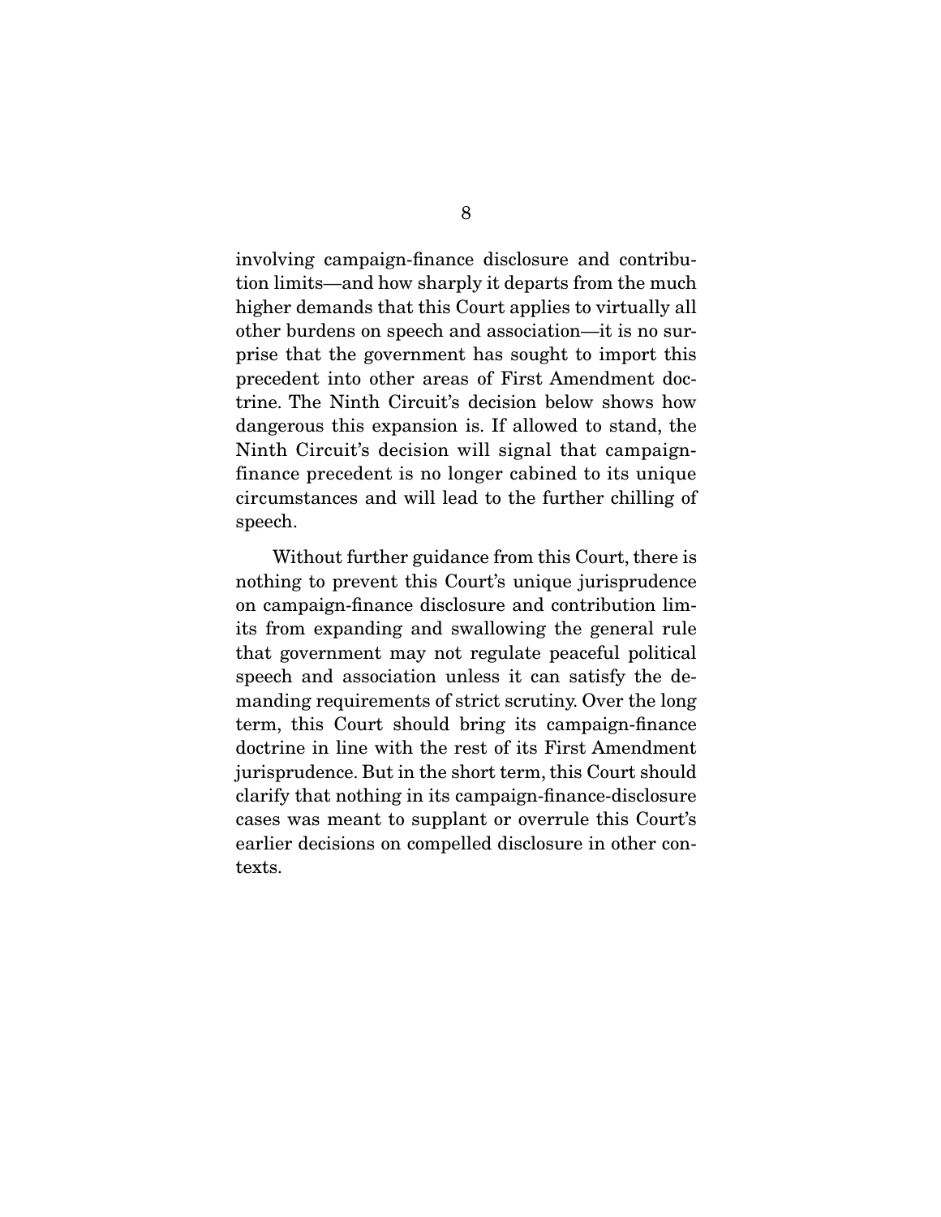involving campaign-finance disclosure and contribution limits—and how sharply it departs from the much higher demands that this Court applies to virtually all other burdens on speech and association—it is no surprise that the government has sought to import this precedent into other areas of First Amendment doctrine. The Ninth Circuit's decision below shows how dangerous this expansion is. If allowed to stand, the Ninth Circuit's decision will signal that campaign-finance precedent is no longer cabined to its unique circumstances and will lead to the further chilling of speech.

Without further guidance from this Court, there is nothing to prevent this Court's unique jurisprudence on campaign-finance disclosure and contribution limits from expanding and swallowing the general rule that government may not regulate peaceful political speech and association unless it can satisfy the demanding requirements of strict scrutiny. Over the long term, this Court should bring its campaign-finance doctrine in line with the rest of its First Amendment jurisprudence. But in the short term, this Court should clarify that nothing in its campaign-finance-disclosure cases was meant to supplant or overrule this Court's earlier decisions on compelled disclosure in other contexts.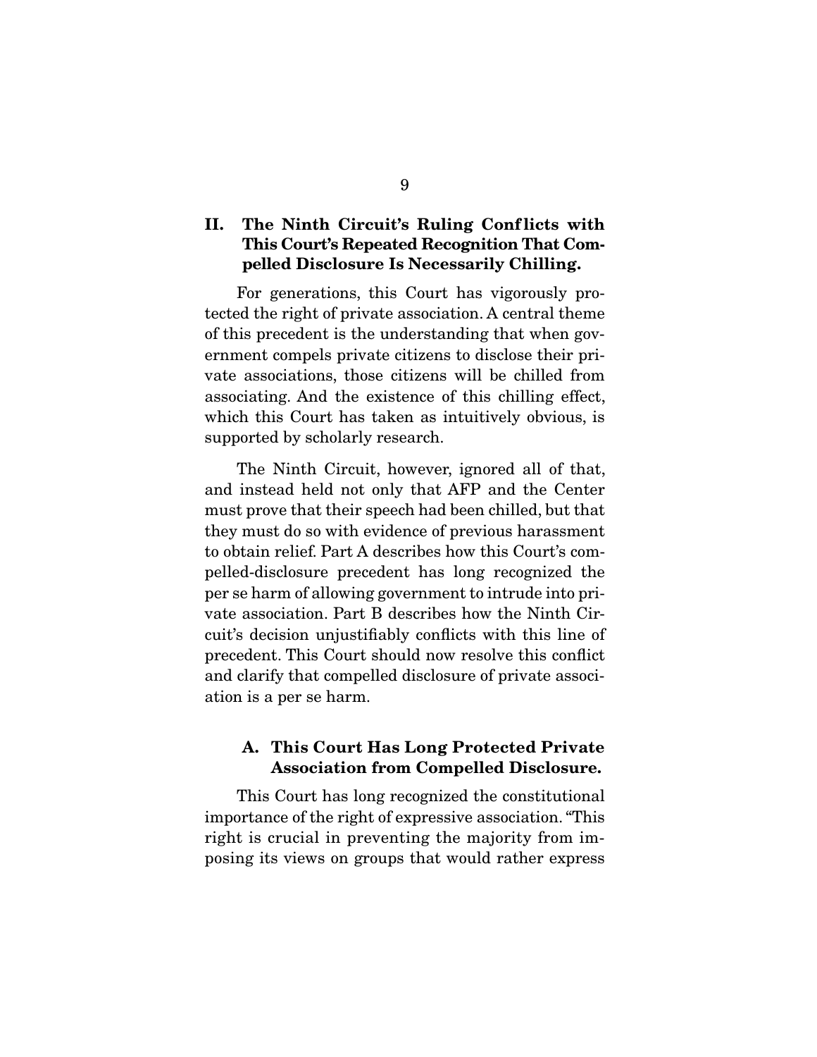## II. The Ninth Circuit's Ruling Conflicts with This Court's Repeated Recognition That Compelled Disclosure Is Necessarily Chilling.

For generations, this Court has vigorously protected the right of private association. A central theme of this precedent is the understanding that when government compels private citizens to disclose their private associations, those citizens will be chilled from associating. And the existence of this chilling effect, which this Court has taken as intuitively obvious, is supported by scholarly research.

The Ninth Circuit, however, ignored all of that, and instead held not only that AFP and the Center must prove that their speech had been chilled, but that they must do so with evidence of previous harassment to obtain relief. Part A describes how this Court's compelled-disclosure precedent has long recognized the per se harm of allowing government to intrude into private association. Part B describes how the Ninth Circuit's decision unjustifiably conflicts with this line of precedent. This Court should now resolve this conflict and clarify that compelled disclosure of private association is a per se harm.

### A. This Court Has Long Protected Private Association from Compelled Disclosure.

This Court has long recognized the constitutional importance of the right of expressive association. "This right is crucial in preventing the majority from imposing its views on groups that would rather express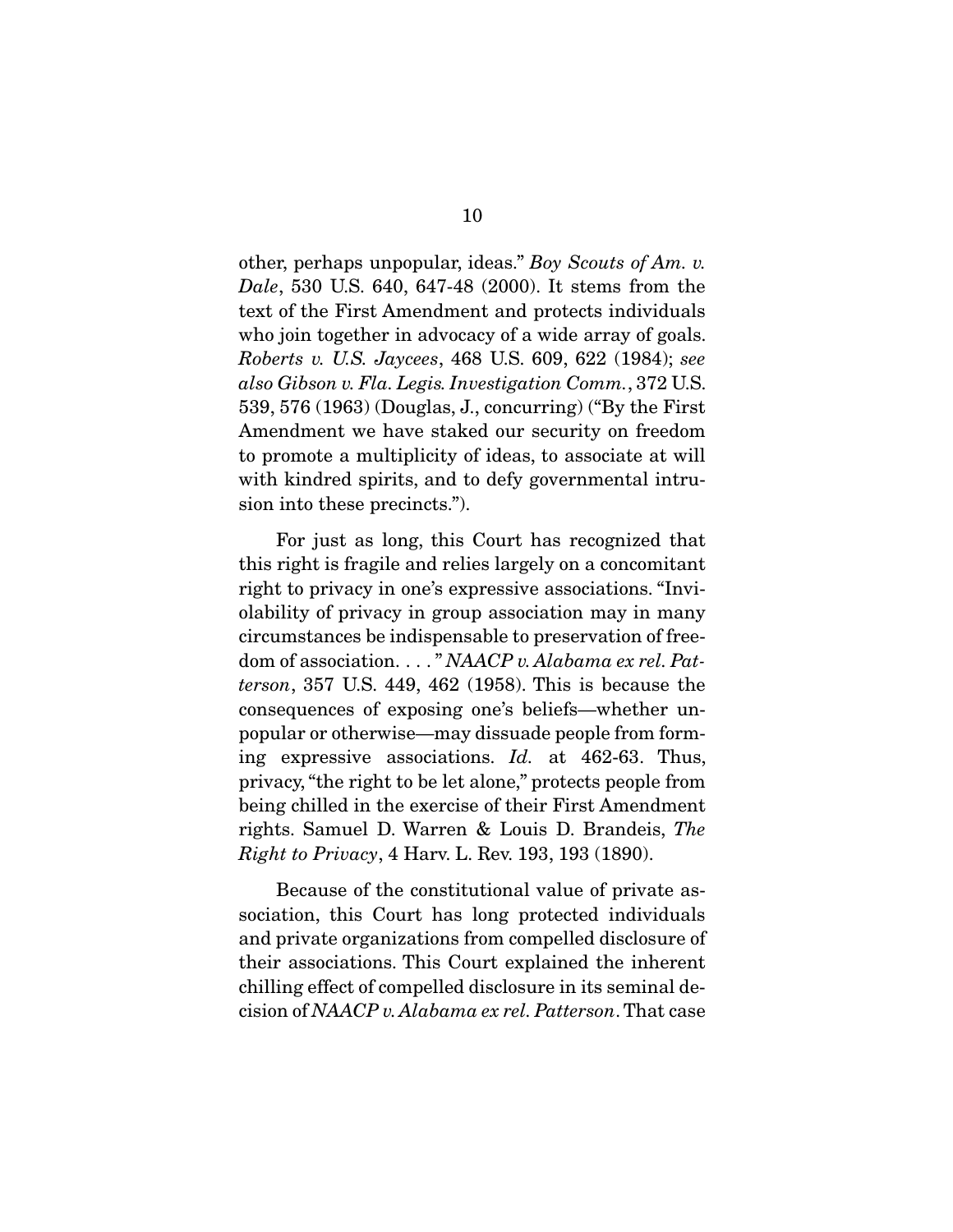other, perhaps unpopular, ideas." *Boy Scouts of Am. v. Dale*, 530 U.S. 640, 647-48 (2000). It stems from the text of the First Amendment and protects individuals who join together in advocacy of a wide array of goals. *Roberts v. U.S. Jaycees*, 468 U.S. 609, 622 (1984); *see also Gibson v. Fla. Legis. Investigation Comm.*, 372 U.S. 539, 576 (1963) (Douglas, J., concurring) ("By the First Amendment we have staked our security on freedom to promote a multiplicity of ideas, to associate at will with kindred spirits, and to defy governmental intrusion into these precincts.").

For just as long, this Court has recognized that this right is fragile and relies largely on a concomitant right to privacy in one's expressive associations. "Inviolability of privacy in group association may in many circumstances be indispensable to preservation of freedom of association. . . . " *NAACP v. Alabama ex rel. Patterson*, 357 U.S. 449, 462 (1958). This is because the consequences of exposing one's beliefs—whether unpopular or otherwise—may dissuade people from forming expressive associations. *Id.* at 462-63. Thus, privacy, "the right to be let alone," protects people from being chilled in the exercise of their First Amendment rights. Samuel D. Warren & Louis D. Brandeis, *The Right to Privacy*, 4 Harv. L. Rev. 193, 193 (1890).

Because of the constitutional value of private association, this Court has long protected individuals and private organizations from compelled disclosure of their associations. This Court explained the inherent chilling effect of compelled disclosure in its seminal decision of *NAACP v. Alabama ex rel. Patterson*. That case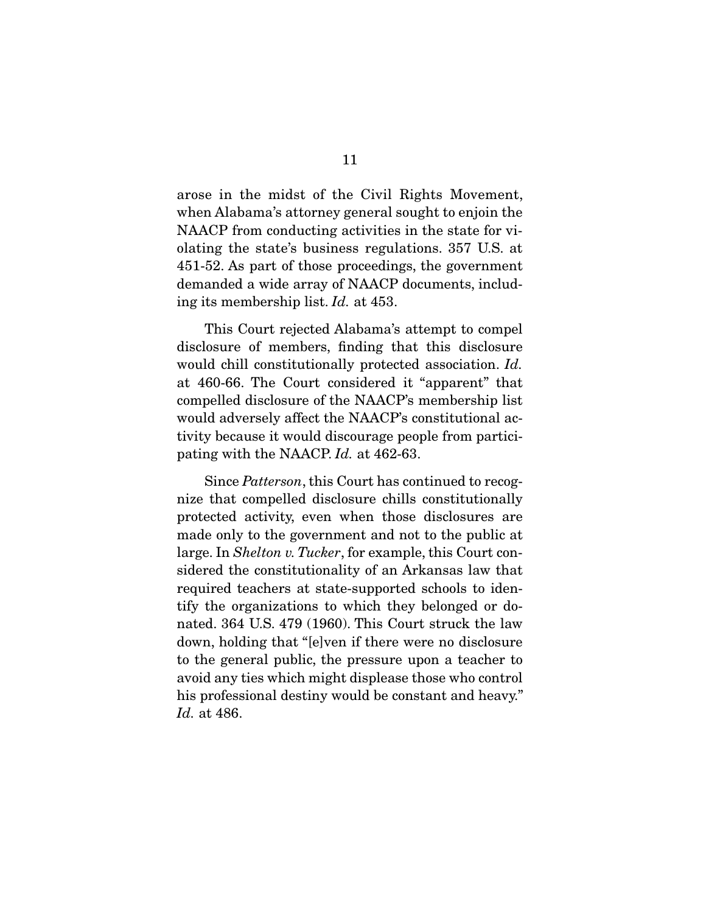arose in the midst of the Civil Rights Movement, when Alabama's attorney general sought to enjoin the NAACP from conducting activities in the state for violating the state's business regulations. 357 U.S. at 451-52. As part of those proceedings, the government demanded a wide array of NAACP documents, including its membership list. *Id.* at 453.

This Court rejected Alabama's attempt to compel disclosure of members, finding that this disclosure would chill constitutionally protected association. *Id.* at 460-66. The Court considered it "apparent" that compelled disclosure of the NAACP's membership list would adversely affect the NAACP's constitutional activity because it would discourage people from participating with the NAACP. *Id.* at 462-63.

Since *Patterson*, this Court has continued to recognize that compelled disclosure chills constitutionally protected activity, even when those disclosures are made only to the government and not to the public at large. In *Shelton v. Tucker*, for example, this Court considered the constitutionality of an Arkansas law that required teachers at state-supported schools to identify the organizations to which they belonged or donated. 364 U.S. 479 (1960). This Court struck the law down, holding that "[e]ven if there were no disclosure to the general public, the pressure upon a teacher to avoid any ties which might displease those who control his professional destiny would be constant and heavy." *Id.* at 486.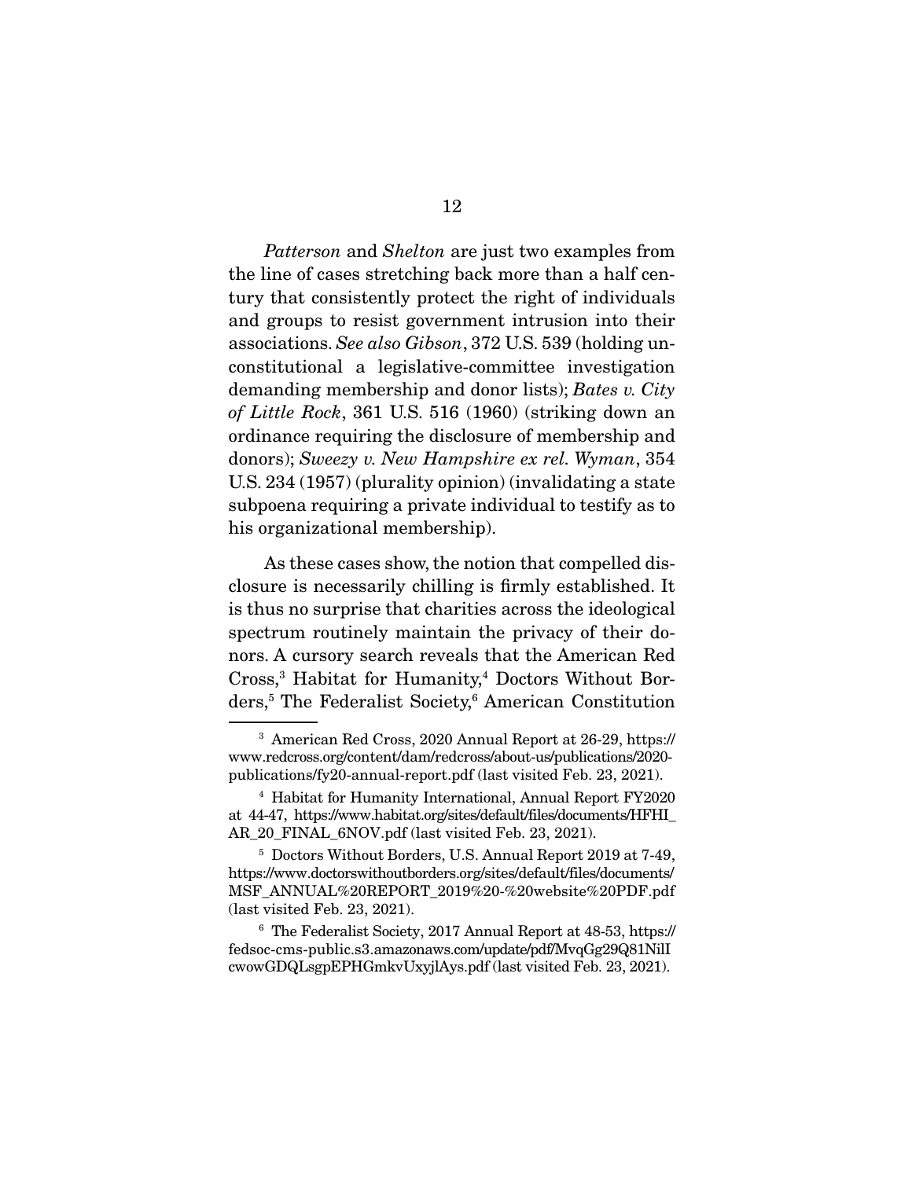*Patterson* and *Shelton* are just two examples from the line of cases stretching back more than a half century that consistently protect the right of individuals and groups to resist government intrusion into their associations. *See also Gibson*, 372 U.S. 539 (holding unconstitutional a legislative-committee investigation demanding membership and donor lists); *Bates v. City of Little Rock*, 361 U.S. 516 (1960) (striking down an ordinance requiring the disclosure of membership and donors); *Sweezy v. New Hampshire ex rel. Wyman*, 354 U.S. 234 (1957) (plurality opinion) (invalidating a state subpoena requiring a private individual to testify as to his organizational membership).

As these cases show, the notion that compelled disclosure is necessarily chilling is firmly established. It is thus no surprise that charities across the ideological spectrum routinely maintain the privacy of their donors. A cursory search reveals that the American Red Cross,[3] Habitat for Humanity,[4] Doctors Without Borders,[5] The Federalist Society,[6] American Constitution

---

[3] American Red Cross, 2020 Annual Report at 26-29, https://www.redcross.org/content/dam/redcross/about-us/publications/2020-publications/fy20-annual-report.pdf (last visited Feb. 23, 2021).

[4] Habitat for Humanity International, Annual Report FY2020 at 44-47, https://www.habitat.org/sites/default/files/documents/HFHI_AR_20_FINAL_6NOV.pdf (last visited Feb. 23, 2021).

[5] Doctors Without Borders, U.S. Annual Report 2019 at 7-49, https://www.doctorswithoutborders.org/sites/default/files/documents/MSF_ANNUAL%20REPORT_2019%20-%20website%20PDF.pdf (last visited Feb. 23, 2021).

[6] The Federalist Society, 2017 Annual Report at 48-53, https://fedsoc-cms-public.s3.amazonaws.com/update/pdf/MvqGg29Q81NilIcwowGDQLsgpEPHGmkvUxyjlAys.pdf (last visited Feb. 23, 2021).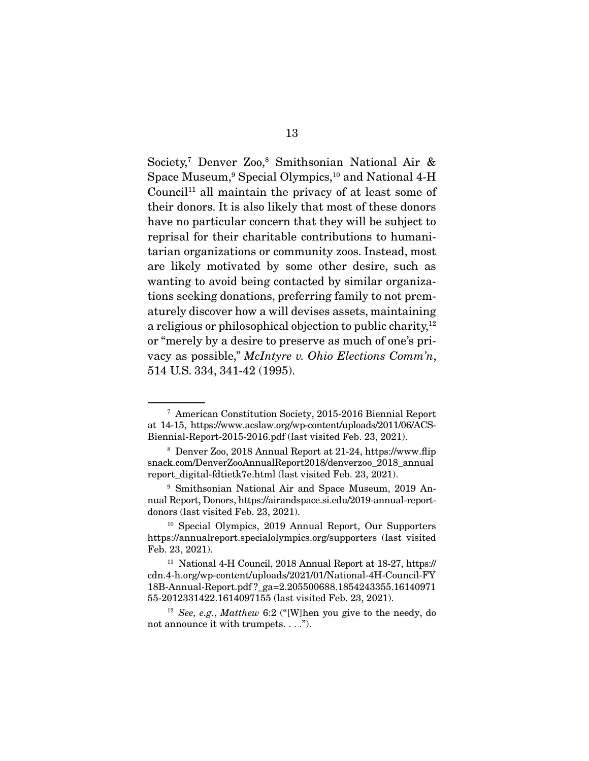Society,[7] Denver Zoo,[8] Smithsonian National Air & Space Museum,[9] Special Olympics,[10] and National 4-H Council[11] all maintain the privacy of at least some of their donors. It is also likely that most of these donors have no particular concern that they will be subject to reprisal for their charitable contributions to humanitarian organizations or community zoos. Instead, most are likely motivated by some other desire, such as wanting to avoid being contacted by similar organizations seeking donations, preferring family to not prematurely discover how a will devises assets, maintaining a religious or philosophical objection to public charity,[12] or "merely by a desire to preserve as much of one's privacy as possible," *McIntyre v. Ohio Elections Comm'n*, 514 U.S. 334, 341-42 (1995).

---

[7] American Constitution Society, 2015-2016 Biennial Report at 14-15, https://www.acslaw.org/wp-content/uploads/2011/06/ACS-Biennial-Report-2015-2016.pdf (last visited Feb. 23, 2021).

[8] Denver Zoo, 2018 Annual Report at 21-24, https://www.flipsnack.com/DenverZooAnnualReport2018/denverzoo_2018_annualreport_digital-fdtietk7e.html (last visited Feb. 23, 2021).

[9] Smithsonian National Air and Space Museum, 2019 Annual Report, Donors, https://airandspace.si.edu/2019-annual-report-donors (last visited Feb. 23, 2021).

[10] Special Olympics, 2019 Annual Report, Our Supporters https://annualreport.specialolympics.org/supporters (last visited Feb. 23, 2021).

[11] National 4-H Council, 2018 Annual Report at 18-27, https://cdn.4-h.org/wp-content/uploads/2021/01/National-4H-Council-FY18B-Annual-Report.pdf?_ga=2.205500688.1854243355.1614097155-2012331422.1614097155 (last visited Feb. 23, 2021).

[12] *See, e.g.*, *Matthew* 6:2 ("[W]hen you give to the needy, do not announce it with trumpets. . . .").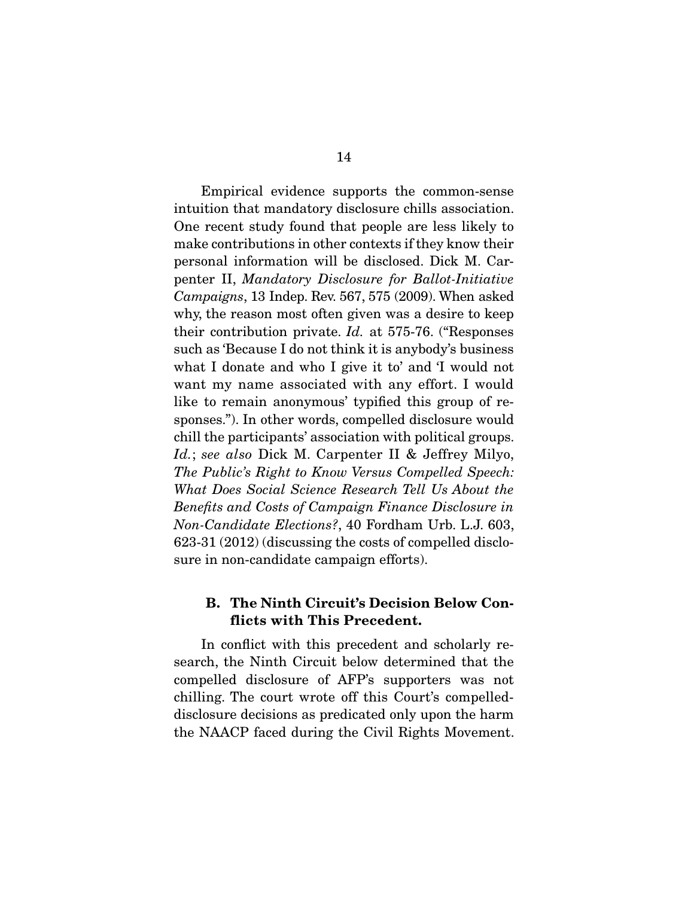Empirical evidence supports the common-sense intuition that mandatory disclosure chills association. One recent study found that people are less likely to make contributions in other contexts if they know their personal information will be disclosed. Dick M. Carpenter II, *Mandatory Disclosure for Ballot-Initiative Campaigns*, 13 Indep. Rev. 567, 575 (2009). When asked why, the reason most often given was a desire to keep their contribution private. *Id.* at 575-76. ("Responses such as 'Because I do not think it is anybody's business what I donate and who I give it to' and 'I would not want my name associated with any effort. I would like to remain anonymous' typified this group of responses."). In other words, compelled disclosure would chill the participants' association with political groups. *Id.*; *see also* Dick M. Carpenter II & Jeffrey Milyo, *The Public's Right to Know Versus Compelled Speech: What Does Social Science Research Tell Us About the Benefits and Costs of Campaign Finance Disclosure in Non-Candidate Elections?*, 40 Fordham Urb. L.J. 603, 623-31 (2012) (discussing the costs of compelled disclosure in non-candidate campaign efforts).

### B. The Ninth Circuit's Decision Below Conflicts with This Precedent.

In conflict with this precedent and scholarly research, the Ninth Circuit below determined that the compelled disclosure of AFP's supporters was not chilling. The court wrote off this Court's compelled-disclosure decisions as predicated only upon the harm the NAACP faced during the Civil Rights Movement.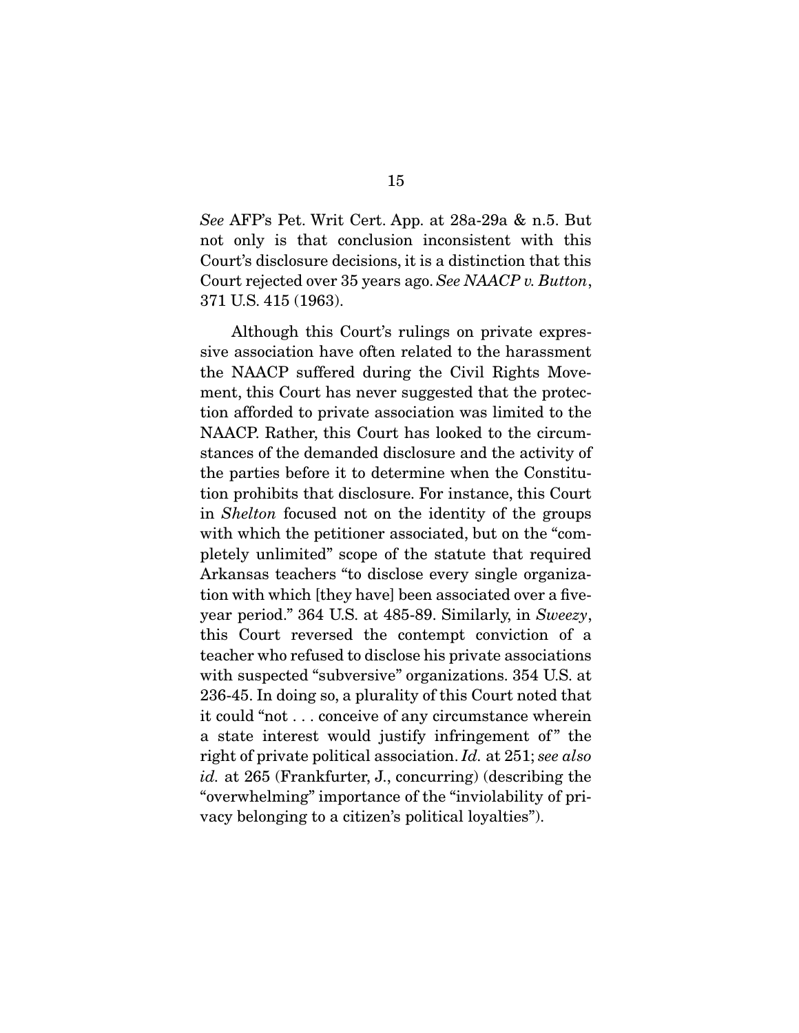*See* AFP's Pet. Writ Cert. App. at 28a-29a & n.5. But not only is that conclusion inconsistent with this Court's disclosure decisions, it is a distinction that this Court rejected over 35 years ago. *See NAACP v. Button*, 371 U.S. 415 (1963).

Although this Court's rulings on private expressive association have often related to the harassment the NAACP suffered during the Civil Rights Movement, this Court has never suggested that the protection afforded to private association was limited to the NAACP. Rather, this Court has looked to the circumstances of the demanded disclosure and the activity of the parties before it to determine when the Constitution prohibits that disclosure. For instance, this Court in *Shelton* focused not on the identity of the groups with which the petitioner associated, but on the "completely unlimited" scope of the statute that required Arkansas teachers "to disclose every single organization with which [they have] been associated over a five-year period." 364 U.S. at 485-89. Similarly, in *Sweezy*, this Court reversed the contempt conviction of a teacher who refused to disclose his private associations with suspected "subversive" organizations. 354 U.S. at 236-45. In doing so, a plurality of this Court noted that it could "not . . . conceive of any circumstance wherein a state interest would justify infringement of" the right of private political association. *Id.* at 251; *see also id.* at 265 (Frankfurter, J., concurring) (describing the "overwhelming" importance of the "inviolability of privacy belonging to a citizen's political loyalties").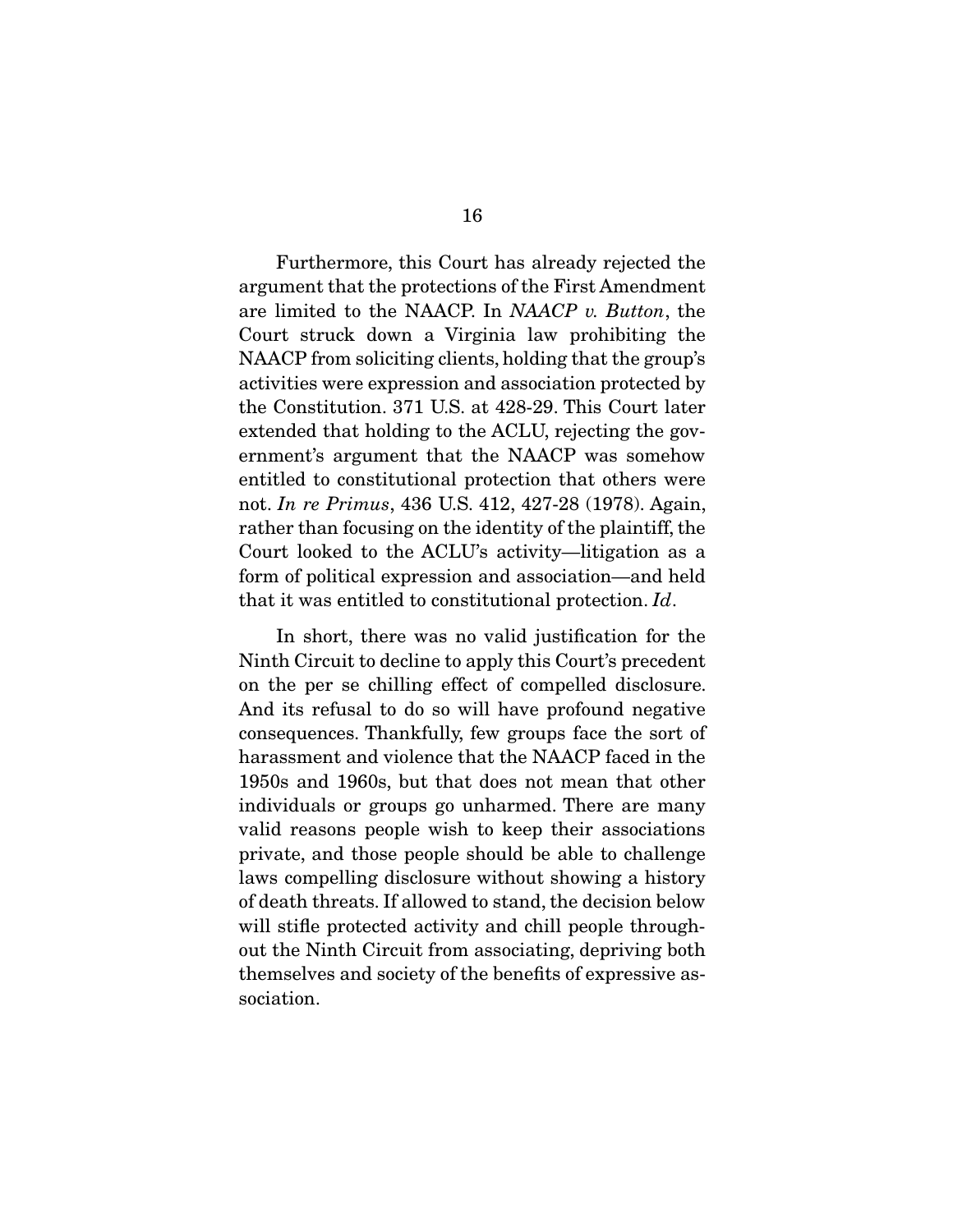Furthermore, this Court has already rejected the argument that the protections of the First Amendment are limited to the NAACP. In *NAACP v. Button*, the Court struck down a Virginia law prohibiting the NAACP from soliciting clients, holding that the group's activities were expression and association protected by the Constitution. 371 U.S. at 428-29. This Court later extended that holding to the ACLU, rejecting the government's argument that the NAACP was somehow entitled to constitutional protection that others were not. *In re Primus*, 436 U.S. 412, 427-28 (1978). Again, rather than focusing on the identity of the plaintiff, the Court looked to the ACLU's activity—litigation as a form of political expression and association—and held that it was entitled to constitutional protection. *Id*.

In short, there was no valid justification for the Ninth Circuit to decline to apply this Court's precedent on the per se chilling effect of compelled disclosure. And its refusal to do so will have profound negative consequences. Thankfully, few groups face the sort of harassment and violence that the NAACP faced in the 1950s and 1960s, but that does not mean that other individuals or groups go unharmed. There are many valid reasons people wish to keep their associations private, and those people should be able to challenge laws compelling disclosure without showing a history of death threats. If allowed to stand, the decision below will stifle protected activity and chill people throughout the Ninth Circuit from associating, depriving both themselves and society of the benefits of expressive association.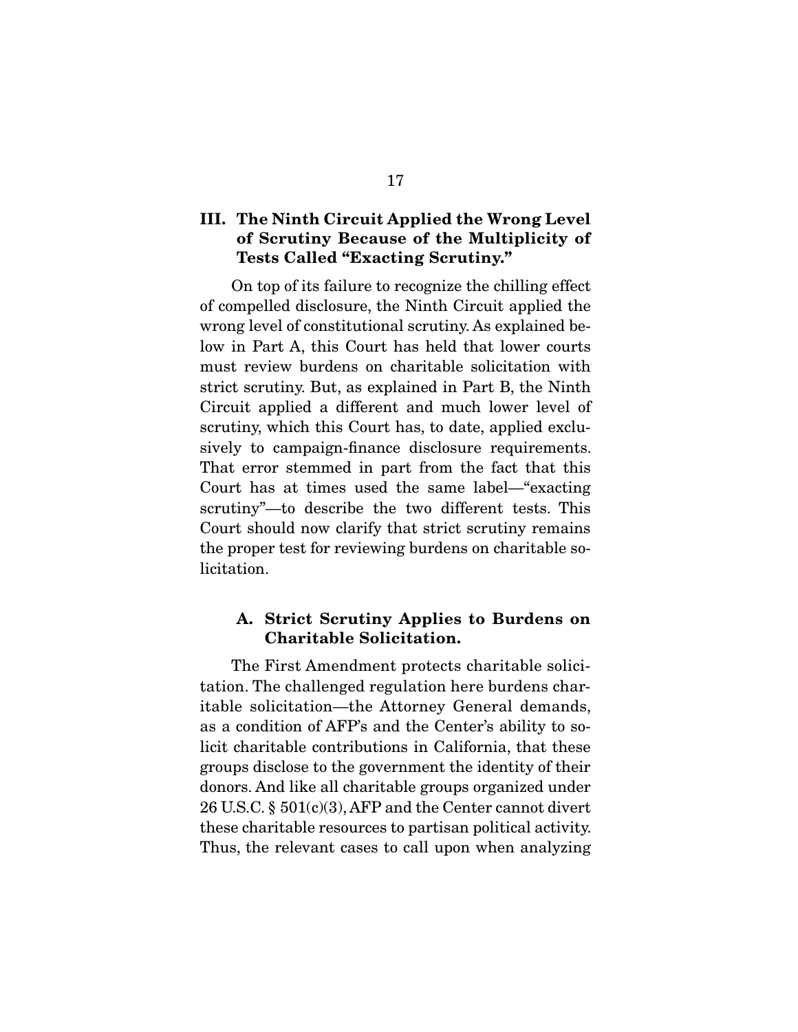## III. The Ninth Circuit Applied the Wrong Level of Scrutiny Because of the Multiplicity of Tests Called "Exacting Scrutiny."

On top of its failure to recognize the chilling effect of compelled disclosure, the Ninth Circuit applied the wrong level of constitutional scrutiny. As explained below in Part A, this Court has held that lower courts must review burdens on charitable solicitation with strict scrutiny. But, as explained in Part B, the Ninth Circuit applied a different and much lower level of scrutiny, which this Court has, to date, applied exclusively to campaign-finance disclosure requirements. That error stemmed in part from the fact that this Court has at times used the same label—"exacting scrutiny"—to describe the two different tests. This Court should now clarify that strict scrutiny remains the proper test for reviewing burdens on charitable solicitation.

### A. Strict Scrutiny Applies to Burdens on Charitable Solicitation.

The First Amendment protects charitable solicitation. The challenged regulation here burdens charitable solicitation—the Attorney General demands, as a condition of AFP's and the Center's ability to solicit charitable contributions in California, that these groups disclose to the government the identity of their donors. And like all charitable groups organized under 26 U.S.C. § 501(c)(3), AFP and the Center cannot divert these charitable resources to partisan political activity. Thus, the relevant cases to call upon when analyzing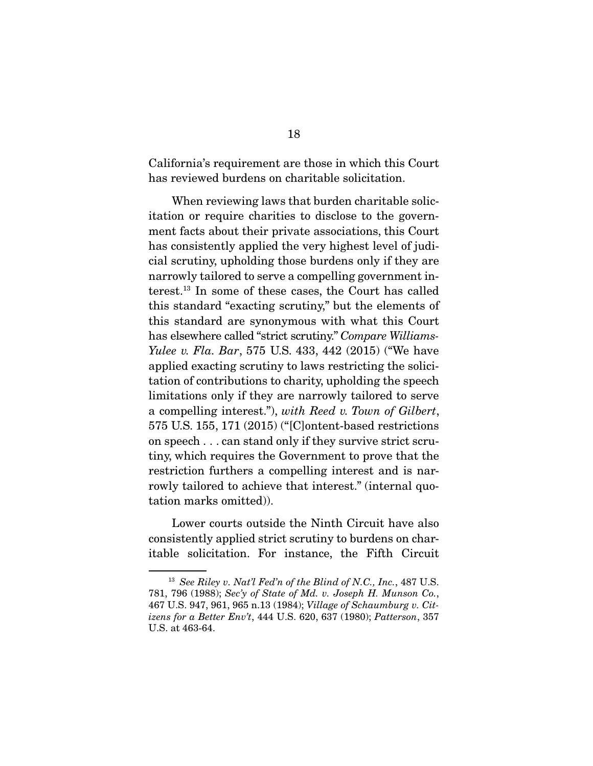California's requirement are those in which this Court has reviewed burdens on charitable solicitation.

When reviewing laws that burden charitable solicitation or require charities to disclose to the government facts about their private associations, this Court has consistently applied the very highest level of judicial scrutiny, upholding those burdens only if they are narrowly tailored to serve a compelling government interest.[13] In some of these cases, the Court has called this standard "exacting scrutiny," but the elements of this standard are synonymous with what this Court has elsewhere called "strict scrutiny." *Compare Williams-Yulee v. Fla. Bar*, 575 U.S. 433, 442 (2015) ("We have applied exacting scrutiny to laws restricting the solicitation of contributions to charity, upholding the speech limitations only if they are narrowly tailored to serve a compelling interest."), *with Reed v. Town of Gilbert*, 575 U.S. 155, 171 (2015) ("[C]ontent-based restrictions on speech . . . can stand only if they survive strict scrutiny, which requires the Government to prove that the restriction furthers a compelling interest and is narrowly tailored to achieve that interest." (internal quotation marks omitted)).

Lower courts outside the Ninth Circuit have also consistently applied strict scrutiny to burdens on charitable solicitation. For instance, the Fifth Circuit

---

[13] *See Riley v. Nat'l Fed'n of the Blind of N.C., Inc.*, 487 U.S. 781, 796 (1988); *Sec'y of State of Md. v. Joseph H. Munson Co.*, 467 U.S. 947, 961, 965 n.13 (1984); *Village of Schaumburg v. Citizens for a Better Env't*, 444 U.S. 620, 637 (1980); *Patterson*, 357 U.S. at 463-64.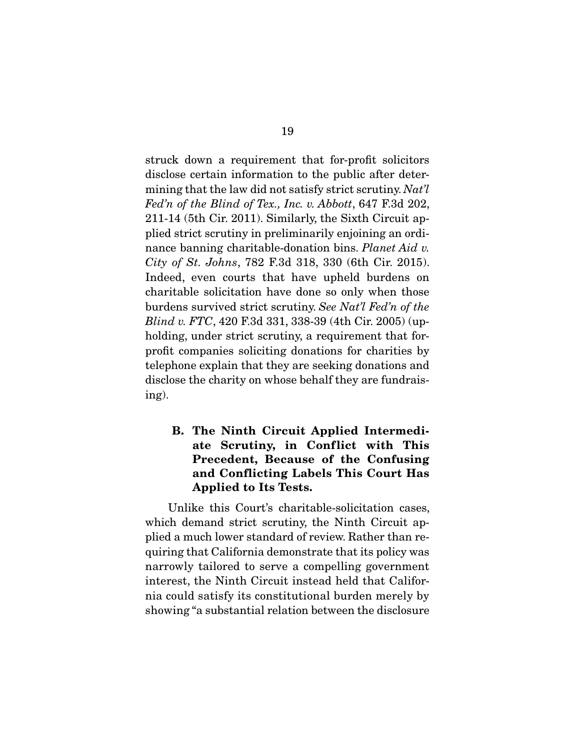struck down a requirement that for-profit solicitors disclose certain information to the public after determining that the law did not satisfy strict scrutiny. *Nat'l Fed'n of the Blind of Tex., Inc. v. Abbott*, 647 F.3d 202, 211-14 (5th Cir. 2011). Similarly, the Sixth Circuit applied strict scrutiny in preliminarily enjoining an ordinance banning charitable-donation bins. *Planet Aid v. City of St. Johns*, 782 F.3d 318, 330 (6th Cir. 2015). Indeed, even courts that have upheld burdens on charitable solicitation have done so only when those burdens survived strict scrutiny. *See Nat'l Fed'n of the Blind v. FTC*, 420 F.3d 331, 338-39 (4th Cir. 2005) (upholding, under strict scrutiny, a requirement that for-profit companies soliciting donations for charities by telephone explain that they are seeking donations and disclose the charity on whose behalf they are fundraising).

### B. The Ninth Circuit Applied Intermediate Scrutiny, in Conflict with This Precedent, Because of the Confusing and Conflicting Labels This Court Has Applied to Its Tests.

Unlike this Court's charitable-solicitation cases, which demand strict scrutiny, the Ninth Circuit applied a much lower standard of review. Rather than requiring that California demonstrate that its policy was narrowly tailored to serve a compelling government interest, the Ninth Circuit instead held that California could satisfy its constitutional burden merely by showing "a substantial relation between the disclosure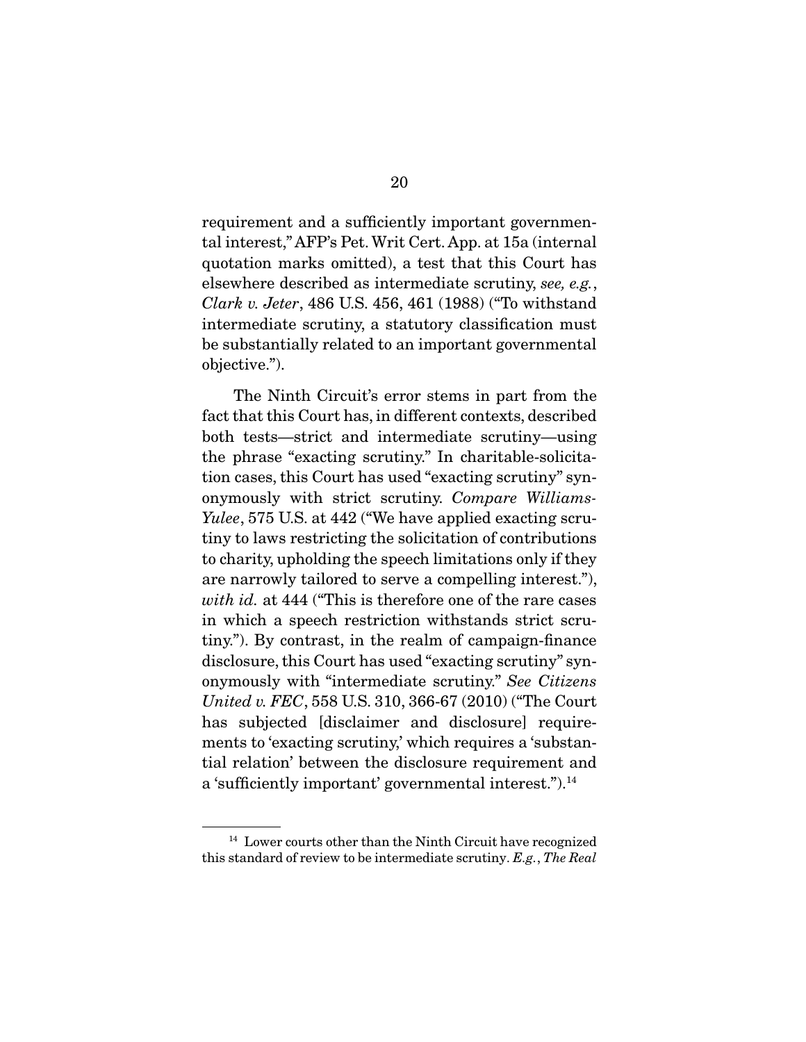requirement and a sufficiently important governmental interest," AFP's Pet. Writ Cert. App. at 15a (internal quotation marks omitted), a test that this Court has elsewhere described as intermediate scrutiny, *see, e.g.*, *Clark v. Jeter*, 486 U.S. 456, 461 (1988) ("To withstand intermediate scrutiny, a statutory classification must be substantially related to an important governmental objective.").

The Ninth Circuit's error stems in part from the fact that this Court has, in different contexts, described both tests—strict and intermediate scrutiny—using the phrase "exacting scrutiny." In charitable-solicitation cases, this Court has used "exacting scrutiny" synonymously with strict scrutiny. *Compare Williams-Yulee*, 575 U.S. at 442 ("We have applied exacting scrutiny to laws restricting the solicitation of contributions to charity, upholding the speech limitations only if they are narrowly tailored to serve a compelling interest."), *with id.* at 444 ("This is therefore one of the rare cases in which a speech restriction withstands strict scrutiny."). By contrast, in the realm of campaign-finance disclosure, this Court has used "exacting scrutiny" synonymously with "intermediate scrutiny." *See Citizens United v. FEC*, 558 U.S. 310, 366-67 (2010) ("The Court has subjected [disclaimer and disclosure] requirements to 'exacting scrutiny,' which requires a 'substantial relation' between the disclosure requirement and a 'sufficiently important' governmental interest.").[14]

---

[14] Lower courts other than the Ninth Circuit have recognized this standard of review to be intermediate scrutiny. *E.g.*, *The Real*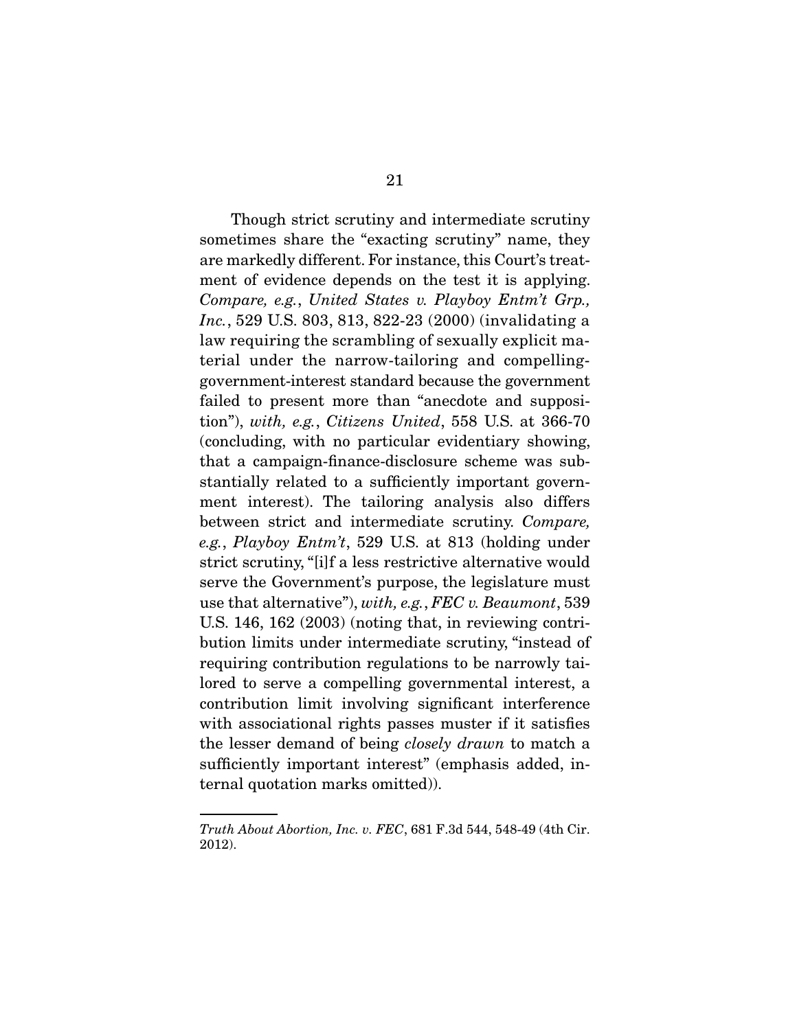Though strict scrutiny and intermediate scrutiny sometimes share the "exacting scrutiny" name, they are markedly different. For instance, this Court's treatment of evidence depends on the test it is applying. *Compare, e.g.*, *United States v. Playboy Entm't Grp., Inc.*, 529 U.S. 803, 813, 822-23 (2000) (invalidating a law requiring the scrambling of sexually explicit material under the narrow-tailoring and compelling-government-interest standard because the government failed to present more than "anecdote and supposition"), *with, e.g.*, *Citizens United*, 558 U.S. at 366-70 (concluding, with no particular evidentiary showing, that a campaign-finance-disclosure scheme was substantially related to a sufficiently important government interest). The tailoring analysis also differs between strict and intermediate scrutiny. *Compare, e.g.*, *Playboy Entm't*, 529 U.S. at 813 (holding under strict scrutiny, "[i]f a less restrictive alternative would serve the Government's purpose, the legislature must use that alternative"), *with, e.g.*, *FEC v. Beaumont*, 539 U.S. 146, 162 (2003) (noting that, in reviewing contribution limits under intermediate scrutiny, "instead of requiring contribution regulations to be narrowly tailored to serve a compelling governmental interest, a contribution limit involving significant interference with associational rights passes muster if it satisfies the lesser demand of being *closely drawn* to match a sufficiently important interest" (emphasis added, internal quotation marks omitted)).

---

*Truth About Abortion, Inc. v. FEC*, 681 F.3d 544, 548-49 (4th Cir. 2012).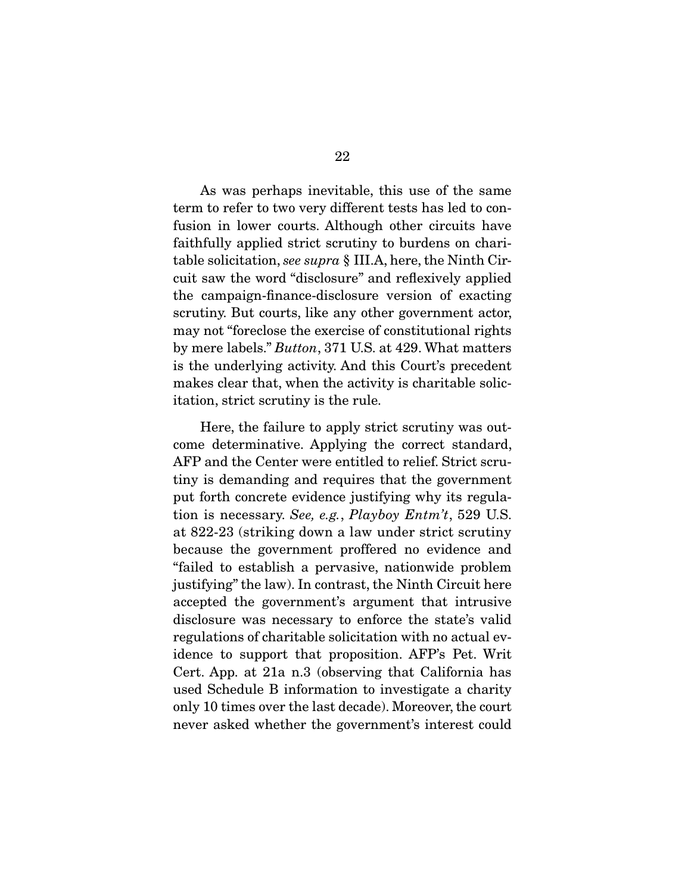As was perhaps inevitable, this use of the same term to refer to two very different tests has led to confusion in lower courts. Although other circuits have faithfully applied strict scrutiny to burdens on charitable solicitation, *see supra* § III.A, here, the Ninth Circuit saw the word "disclosure" and reflexively applied the campaign-finance-disclosure version of exacting scrutiny. But courts, like any other government actor, may not "foreclose the exercise of constitutional rights by mere labels." *Button*, 371 U.S. at 429. What matters is the underlying activity. And this Court's precedent makes clear that, when the activity is charitable solicitation, strict scrutiny is the rule.

Here, the failure to apply strict scrutiny was outcome determinative. Applying the correct standard, AFP and the Center were entitled to relief. Strict scrutiny is demanding and requires that the government put forth concrete evidence justifying why its regulation is necessary. *See, e.g.*, *Playboy Entm't*, 529 U.S. at 822-23 (striking down a law under strict scrutiny because the government proffered no evidence and "failed to establish a pervasive, nationwide problem justifying" the law). In contrast, the Ninth Circuit here accepted the government's argument that intrusive disclosure was necessary to enforce the state's valid regulations of charitable solicitation with no actual evidence to support that proposition. AFP's Pet. Writ Cert. App. at 21a n.3 (observing that California has used Schedule B information to investigate a charity only 10 times over the last decade). Moreover, the court never asked whether the government's interest could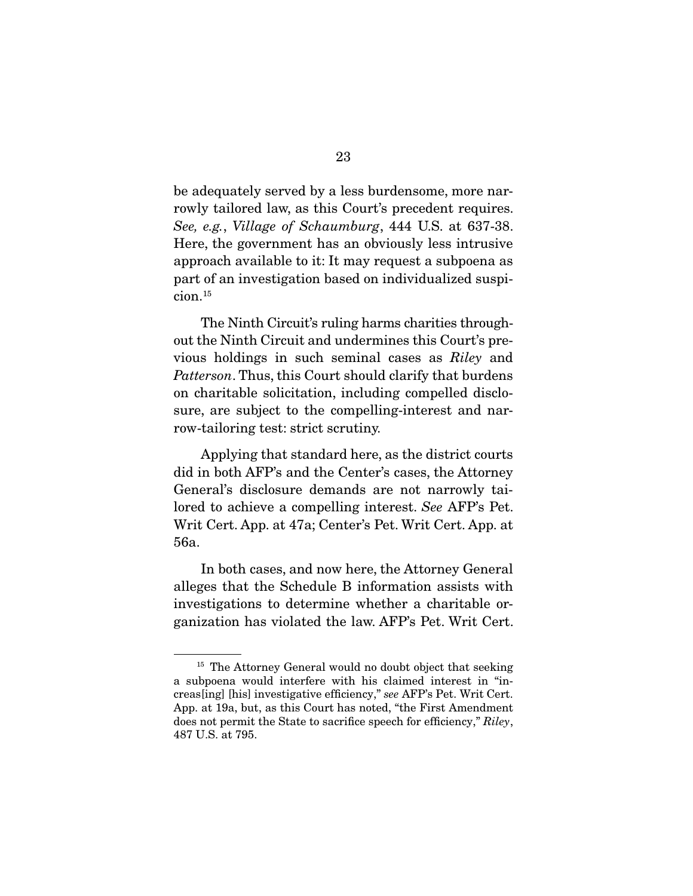be adequately served by a less burdensome, more narrowly tailored law, as this Court's precedent requires. *See, e.g.*, *Village of Schaumburg*, 444 U.S. at 637-38. Here, the government has an obviously less intrusive approach available to it: It may request a subpoena as part of an investigation based on individualized suspicion.[15]

The Ninth Circuit's ruling harms charities throughout the Ninth Circuit and undermines this Court's previous holdings in such seminal cases as *Riley* and *Patterson*. Thus, this Court should clarify that burdens on charitable solicitation, including compelled disclosure, are subject to the compelling-interest and narrow-tailoring test: strict scrutiny.

Applying that standard here, as the district courts did in both AFP's and the Center's cases, the Attorney General's disclosure demands are not narrowly tailored to achieve a compelling interest. *See* AFP's Pet. Writ Cert. App. at 47a; Center's Pet. Writ Cert. App. at 56a.

In both cases, and now here, the Attorney General alleges that the Schedule B information assists with investigations to determine whether a charitable organization has violated the law. AFP's Pet. Writ Cert.

---

[15] The Attorney General would no doubt object that seeking a subpoena would interfere with his claimed interest in "increas[ing] [his] investigative efficiency," *see* AFP's Pet. Writ Cert. App. at 19a, but, as this Court has noted, "the First Amendment does not permit the State to sacrifice speech for efficiency," *Riley*, 487 U.S. at 795.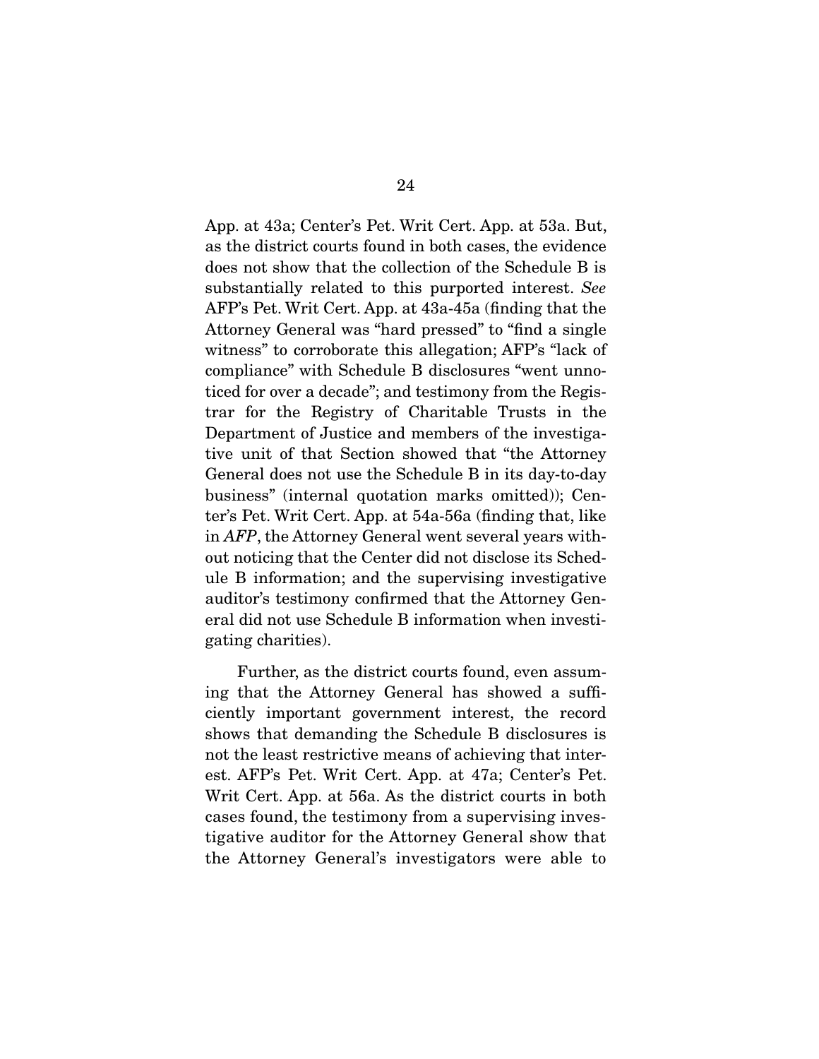App. at 43a; Center's Pet. Writ Cert. App. at 53a. But, as the district courts found in both cases, the evidence does not show that the collection of the Schedule B is substantially related to this purported interest. *See* AFP's Pet. Writ Cert. App. at 43a-45a (finding that the Attorney General was "hard pressed" to "find a single witness" to corroborate this allegation; AFP's "lack of compliance" with Schedule B disclosures "went unnoticed for over a decade"; and testimony from the Registrar for the Registry of Charitable Trusts in the Department of Justice and members of the investigative unit of that Section showed that "the Attorney General does not use the Schedule B in its day-to-day business" (internal quotation marks omitted)); Center's Pet. Writ Cert. App. at 54a-56a (finding that, like in *AFP*, the Attorney General went several years without noticing that the Center did not disclose its Schedule B information; and the supervising investigative auditor's testimony confirmed that the Attorney General did not use Schedule B information when investigating charities).

Further, as the district courts found, even assuming that the Attorney General has showed a sufficiently important government interest, the record shows that demanding the Schedule B disclosures is not the least restrictive means of achieving that interest. AFP's Pet. Writ Cert. App. at 47a; Center's Pet. Writ Cert. App. at 56a. As the district courts in both cases found, the testimony from a supervising investigative auditor for the Attorney General show that the Attorney General's investigators were able to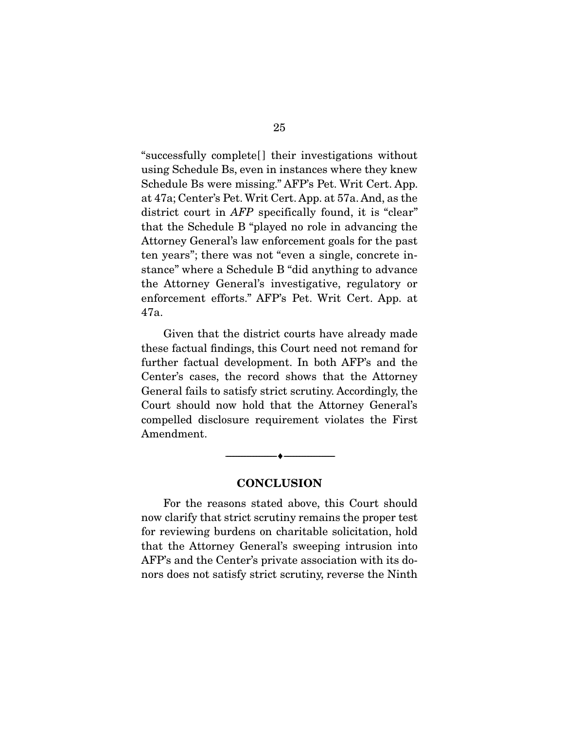"successfully complete[] their investigations without using Schedule Bs, even in instances where they knew Schedule Bs were missing." AFP's Pet. Writ Cert. App. at 47a; Center's Pet. Writ Cert. App. at 57a. And, as the district court in *AFP* specifically found, it is "clear" that the Schedule B "played no role in advancing the Attorney General's law enforcement goals for the past ten years"; there was not "even a single, concrete instance" where a Schedule B "did anything to advance the Attorney General's investigative, regulatory or enforcement efforts." AFP's Pet. Writ Cert. App. at 47a.

Given that the district courts have already made these factual findings, this Court need not remand for further factual development. In both AFP's and the Center's cases, the record shows that the Attorney General fails to satisfy strict scrutiny. Accordingly, the Court should now hold that the Attorney General's compelled disclosure requirement violates the First Amendment.

---

## CONCLUSION

For the reasons stated above, this Court should now clarify that strict scrutiny remains the proper test for reviewing burdens on charitable solicitation, hold that the Attorney General's sweeping intrusion into AFP's and the Center's private association with its donors does not satisfy strict scrutiny, reverse the Ninth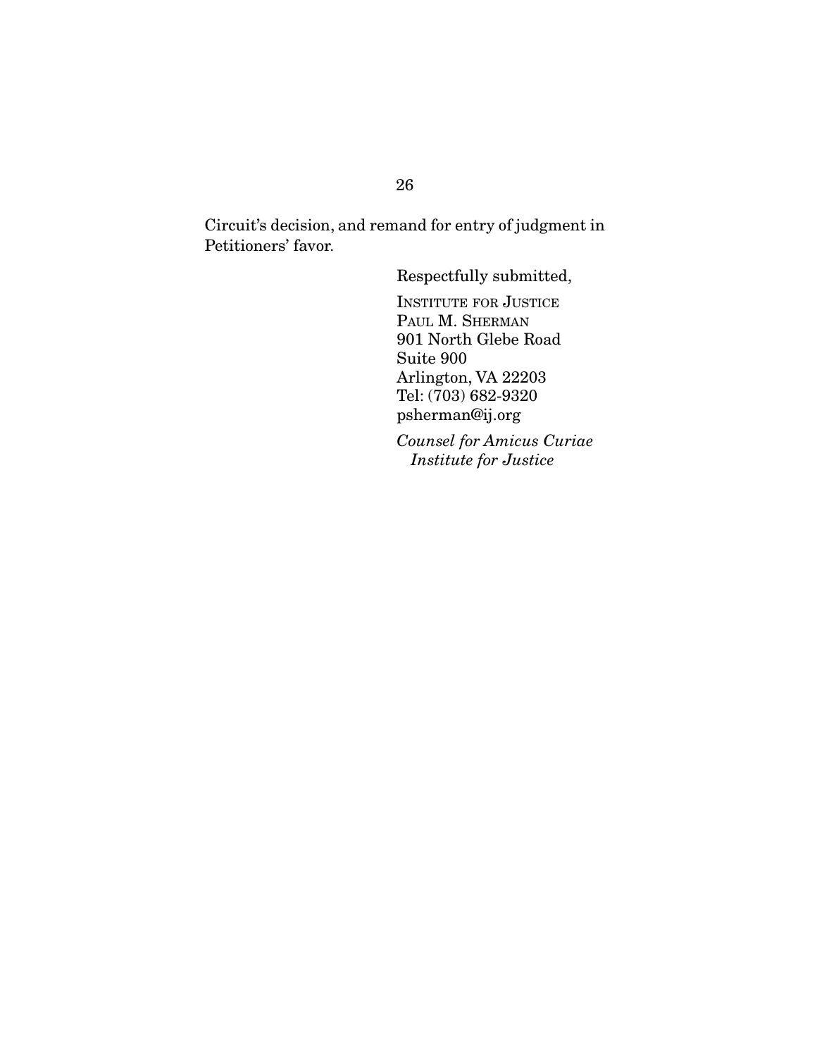Circuit's decision, and remand for entry of judgment in Petitioners' favor.

Respectfully submitted,

INSTITUTE FOR JUSTICE
PAUL M. SHERMAN
901 North Glebe Road
Suite 900
Arlington, VA 22203
Tel: (703) 682-9320
psherman@ij.org

*Counsel for Amicus Curiae Institute for Justice*